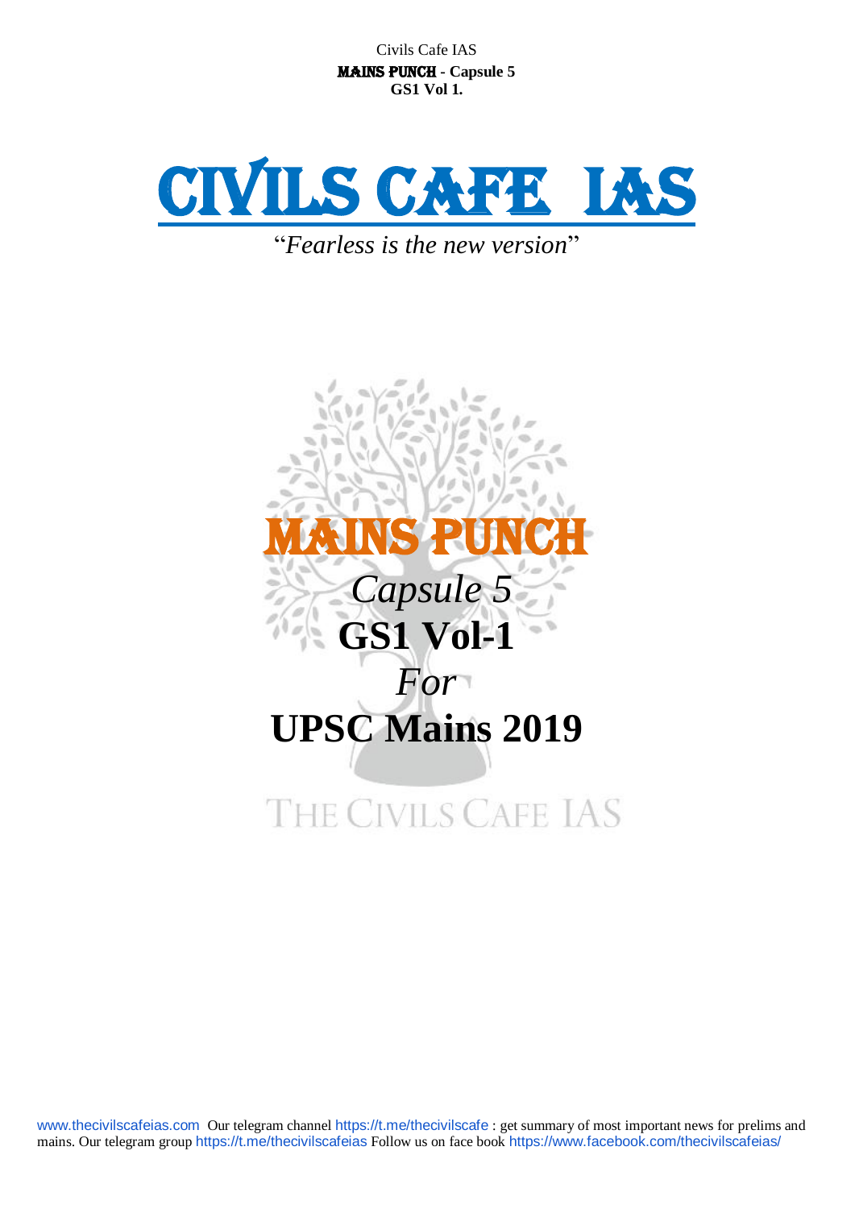# CIVILS CAFE IAS

*"Fearless is the new version"*

# MAINS PUNCH

*Capsule 5*

**GS1 Vol-1**

*For*

**UPSC Mains 2019**

THE CIVILS CAFE IAS

www.thecivilscafeias.com Our telegram channel https://t.me/thecivilscafe : get summary of most important news for prelims and mains. Our telegram group https://t.me/thecivilscafeias Follow us on face book https://www.facebook.com/thecivilscafeias/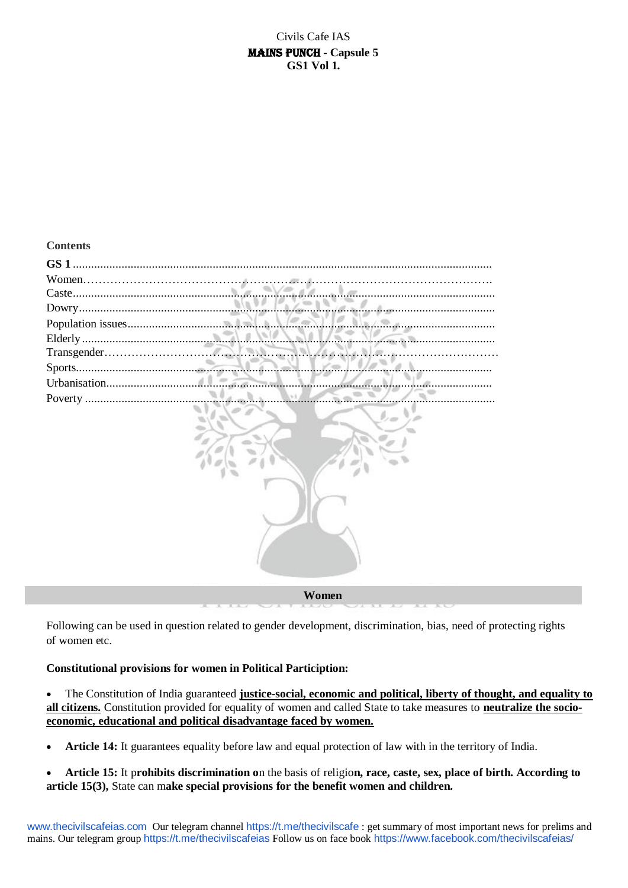Civils Cafe IAS
**MAINS PUNCH - Capsule 5**
**GS1 Vol 1.**

**Contents**

**GS 1** ........................................................................................................................................
Women………………………………………………………………………………………….
Caste........................................................................................................................................
Dowry......................................................................................................................................
Population issues.....................................................................................................................
Elderly .....................................................................................................................................
Transgender…………………………………………………………………………………….
Sports......................................................................................................................................
Urbanisation............................................................................................................................
Poverty ....................................................................................................................................

## Women

Following can be used in question related to gender development, discrimination, bias, need of protecting rights of women etc.

**Constitutional provisions for women in Political Participation:**

- The Constitution of India guaranteed **justice-social, economic and political, liberty of thought, and equality to all citizens.** Constitution provided for equality of women and called State to take measures to **neutralize the socio-economic, educational and political disadvantage faced by women.**

- **Article 14:** It guarantees equality before law and equal protection of law with in the territory of India.

- **Article 15:** It p**rohibits discrimination o**n the basis of religio**n, race, caste, sex, place of birth. According to article 15(3),** State can m**ake special provisions for the benefit women and children.**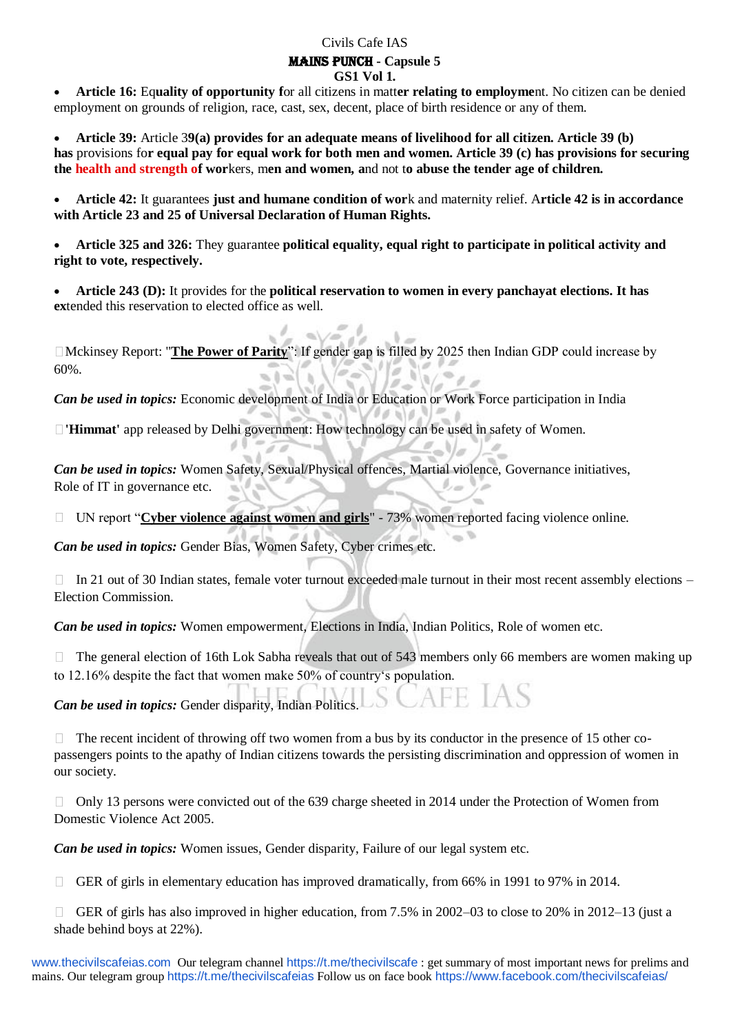Civils Cafe IAS

**MAINS PUNCH - Capsule 5**

**GS1 Vol 1.**

- **Article 16:** Eq**uality of opportunity f**or all citizens in matt**er relating to employme**nt. No citizen can be denied employment on grounds of religion, race, cast, sex, decent, place of birth residence or any of them.

- **Article 39:** Article 3**9(a) provides for an adequate means of livelihood for all citizen. Article 39 (b) has** provisions fo**r equal pay for equal work for both men and women. Article 39 (c) has provisions for securing the health and strength o**f **wor**kers, m**en and women, a**nd not t**o abuse the tender age of children.**

- **Article 42:** It guarantees **just and humane condition of wor**k and maternity relief. A**rticle 42 is in accordance with Article 23 and 25 of Universal Declaration of Human Rights.**

- **Article 325 and 326:** They guarantee **political equality, equal right to participate in political activity and right to vote, respectively.**

- **Article 243 (D):** It provides for the **political reservation to women in every panchayat elections. It has ex**tended this reservation to elected office as well.

- Mckinsey Report: "**The Power of Parity**": If gender gap is filled by 2025 then Indian GDP could increase by 60%.

***Can be used in topics:*** Economic development of India or Education or Work Force participation in India

- **'Himmat'** app released by Delhi government: How technology can be used in safety of Women.

***Can be used in topics:*** Women Safety, Sexual/Physical offences, Martial violence, Governance initiatives, Role of IT in governance etc.

- UN report "**Cyber violence against women and girls**" - 73% women reported facing violence online.

***Can be used in topics:*** Gender Bias, Women Safety, Cyber crimes etc.

- In 21 out of 30 Indian states, female voter turnout exceeded male turnout in their most recent assembly elections – Election Commission.

***Can be used in topics:*** Women empowerment, Elections in India, Indian Politics, Role of women etc.

- The general election of 16th Lok Sabha reveals that out of 543 members only 66 members are women making up to 12.16% despite the fact that women make 50% of country's population.

***Can be used in topics:*** Gender disparity, Indian Politics.

- The recent incident of throwing off two women from a bus by its conductor in the presence of 15 other co-passengers points to the apathy of Indian citizens towards the persisting discrimination and oppression of women in our society.

- Only 13 persons were convicted out of the 639 charge sheeted in 2014 under the Protection of Women from Domestic Violence Act 2005.

***Can be used in topics:*** Women issues, Gender disparity, Failure of our legal system etc.

- GER of girls in elementary education has improved dramatically, from 66% in 1991 to 97% in 2014.

- GER of girls has also improved in higher education, from 7.5% in 2002–03 to close to 20% in 2012–13 (just a shade behind boys at 22%).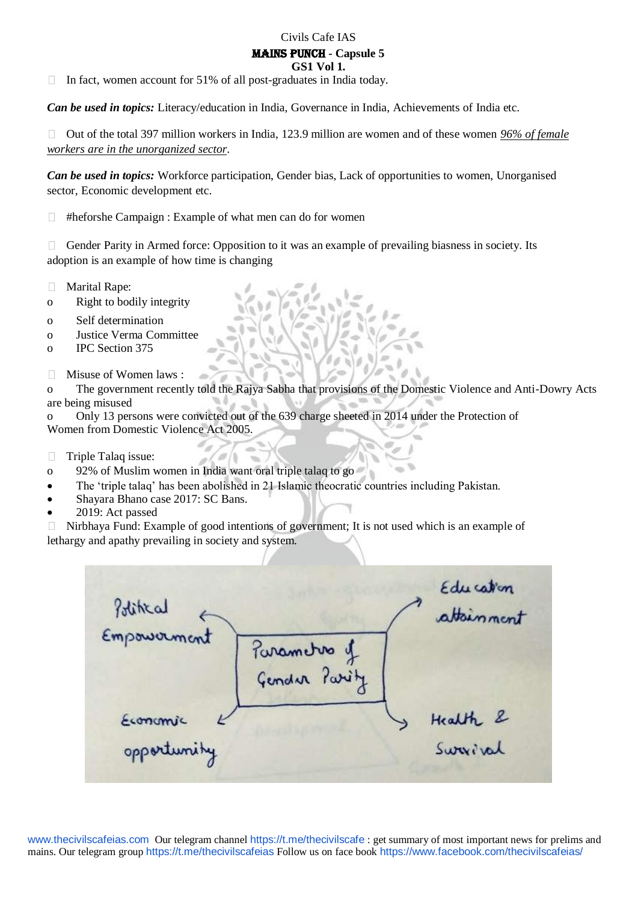- In fact, women account for 51% of all post-graduates in India today.

***Can be used in topics:*** Literacy/education in India, Governance in India, Achievements of India etc.

- Out of the total 397 million workers in India, 123.9 million are women and of these women *96% of female workers are in the unorganized sector*.

***Can be used in topics:*** Workforce participation, Gender bias, Lack of opportunities to women, Unorganised sector, Economic development etc.

- #heforshe Campaign : Example of what men can do for women

- Gender Parity in Armed force: Opposition to it was an example of prevailing biasness in society. Its adoption is an example of how time is changing

- Marital Rape:
  - Right to bodily integrity
  - Self determination
  - Justice Verma Committee
  - IPC Section 375

- Misuse of Women laws :
  - The government recently told the Rajya Sabha that provisions of the Domestic Violence and Anti-Dowry Acts are being misused
  - Only 13 persons were convicted out of the 639 charge sheeted in 2014 under the Protection of Women from Domestic Violence Act 2005.

- Triple Talaq issue:
  - 92% of Muslim women in India want oral triple talaq to go
  - The 'triple talaq' has been abolished in 21 Islamic theocratic countries including Pakistan.
  - Shayara Bhano case 2017: SC Bans.
  - 2019: Act passed

- Nirbhaya Fund: Example of good intentions of government; It is not used which is an example of lethargy and apathy prevailing in society and system.

Parameters of Gender Parity:
- Political Empowerment
- Education attainment
- Economic opportunity
- Health & Survival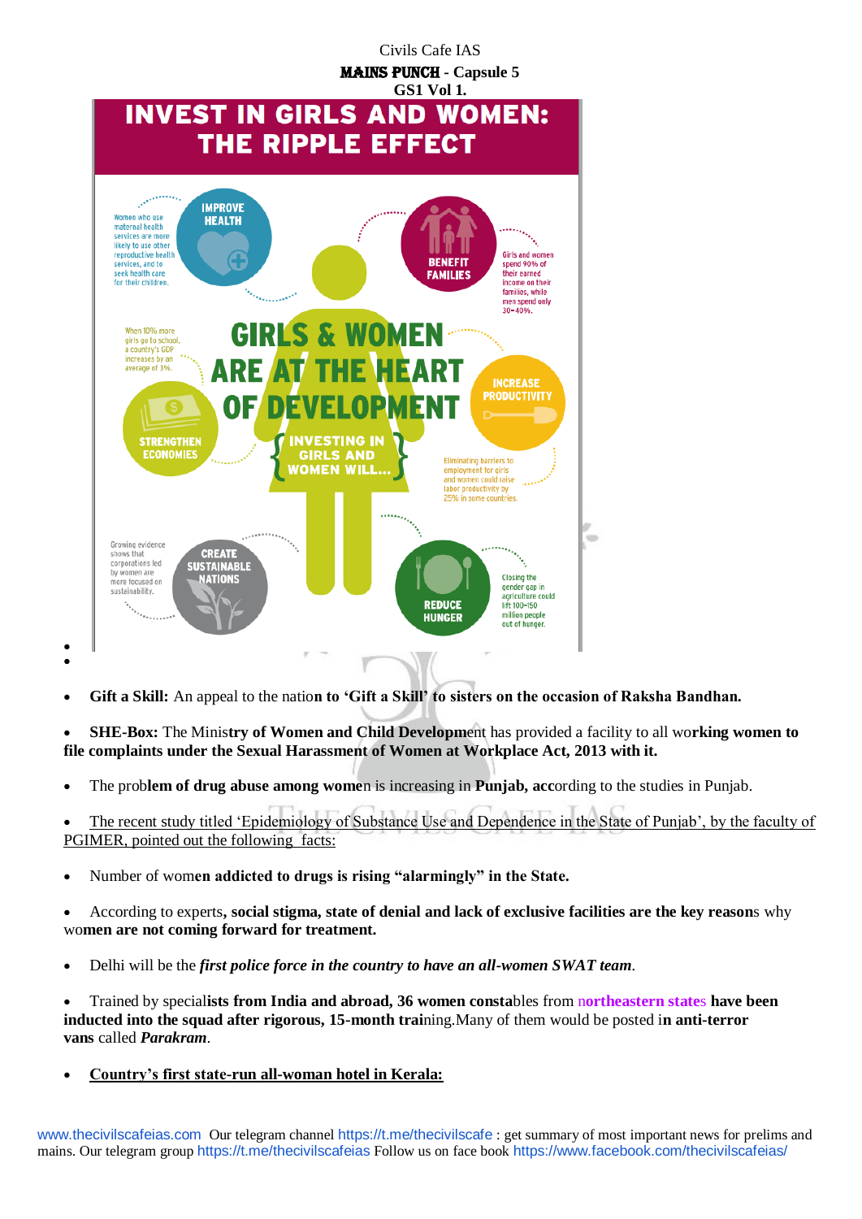# INVEST IN GIRLS AND WOMEN: THE RIPPLE EFFECT

**GIRLS & WOMEN ARE AT THE HEART OF DEVELOPMENT**

**INVESTING IN GIRLS AND WOMEN WILL...**

- **IMPROVE HEALTH:** Women who use maternal health services are more likely to use other reproductive health services, and to seek health care for their children.
- **BENEFIT FAMILIES:** Girls and women spend 90% of their earned income on their families, while men spend only 30–40%.
- **INCREASE PRODUCTIVITY:** Eliminating barriers to employment for girls and women could raise labor productivity by 25% in some countries.
- **REDUCE HUNGER:** Closing the gender gap in agriculture could lift 100–150 million people out of hunger.
- **CREATE SUSTAINABLE NATIONS:** Growing evidence shows that corporations led by women are more focused on sustainability.
- **STRENGTHEN ECONOMIES:** When 10% more girls go to school, a country's GDP increases by an average of 3%.

- **Gift a Skill:** An appeal to the nation **to 'Gift a Skill' to sisters on the occasion of Raksha Bandhan.**
- **SHE-Box:** The Minis**try of Women and Child Developm**ent has provided a facility to all wo**rking women to file complaints under the Sexual Harassment of Women at Workplace Act, 2013 with it.**
- The prob**lem of drug abuse among wome**n is increasing in **Punjab, acc**ording to the studies in Punjab.
- The recent study titled 'Epidemiology of Substance Use and Dependence in the State of Punjab', by the faculty of PGIMER, pointed out the following facts:
- Number of wom**en addicted to drugs is rising "alarmingly" in the State.**
- According to experts**, social stigma, state of denial and lack of exclusive facilities are the key reason**s why wo**men are not coming forward for treatment.**
- Delhi will be the ***first police force in the country to have an all-women SWAT team***.
- Trained by special**ists from India and abroad, 36 women consta**bles from n**ortheastern state**s **have been inducted into the squad after rigorous, 15-month trai**ning.Many of them would be posted i**n anti-terror vans** called ***Parakram***.
- **Country's first state-run all-woman hotel in Kerala:**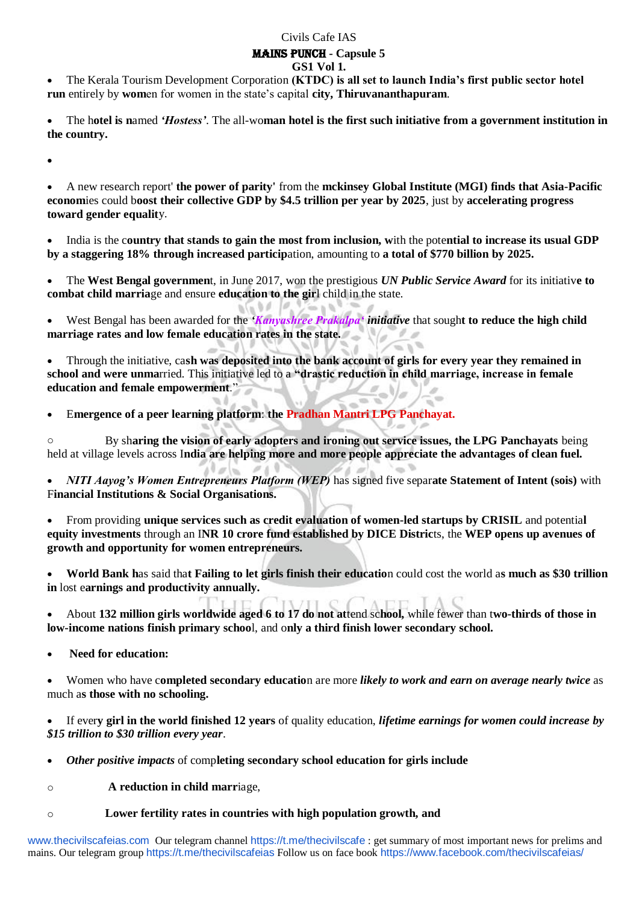Civils Cafe IAS

**MAINS PUNCH - Capsule 5**

**GS1 Vol 1.**

- The Kerala Tourism Development Corporation **(KTDC) is all set to launch India's first public sector hotel run** entirely by **wom**en for women in the state's capital **city, Thiruvananthapuram**.

- The h**otel is n**amed ***'Hostess'***. The all-wo**man hotel is the first such initiative from a government institution in the country.**

- 

- A new research report' **the power of parity'** from the **mckinsey Global Institute (MGI) finds that Asia-Pacific econom**ies could b**oost their collective GDP by $4.5 trillion per year by 2025**, just by **accelerating progress toward gender equalit**y.

- India is the c**ountry that stands to gain the most from inclusion, w**ith the pote**ntial to increase its usual GDP by a staggering 18% through increased particip**ation, amounting to **a total of $770 billion by 2025.**

- The **West Bengal governmen**t, in June 2017, won the prestigious ***UN Public Service Award*** for its initiativ**e to combat child marria**ge and ensure **education to the gir**l child in the state.

- West Bengal has been awarded for the ***'Kanyashree Prakalpa' initiative*** that sough**t to reduce the high child marriage rates and low female education rates in the state.**

- Through the initiative, ca**sh was deposited into the bank account of girls for every year they remained in school and were unma**rried. This initiative led to a **"drastic reduction in child marriage, increase in female education and female empowerment**."

- E**mergence of a peer learning platform**: **the Pradhan Mantri LPG Panchayat.**

  - By sh**aring the vision of early adopters and ironing out service issues, the LPG Panchayats** being held at village levels across I**ndia are helping more and more people appreciate the advantages of clean fuel.**

- ***NITI Aayog's Women Entrepreneurs Platform (WEP)*** has signed five separ**ate Statement of Intent (sois)** with F**inancial Institutions & Social Organisations.**

- From providing **unique services such as credit evaluation of women-led startups by CRISIL** and potentia**l equity investments** through an I**NR 10 crore fund established by DICE Distric**ts, the **WEP opens up avenues of growth and opportunity for women entrepreneurs.**

- **World Bank h**as said tha**t Failing to let girls finish their educatio**n could cost the world a**s much as $30 trillion in** lost e**arnings and productivity annually.**

- About **132 million girls worldwide aged 6 to 17 do not at**tend sc**hool,** while fewer than t**wo-thirds of those in low-income nations finish primary schoo**l, and o**nly a third finish lower secondary school.**

- **Need for education:**

- Women who have c**ompleted secondary educatio**n are more ***likely to work and earn on average nearly twice*** as much a**s those with no schooling.**

- If ever**y girl in the world finished 12 years** of quality education, ***lifetime earnings for women could increase by $15 trillion to $30 trillion every year***.

- ***Other positive impacts*** of comp**leting secondary school education for girls include**

  - **A reduction in child marr**iage,
  - **Lower fertility rates in countries with high population growth, and**

www.thecivilscafeias.com Our telegram channel https://t.me/thecivilscafe : get summary of most important news for prelims and mains. Our telegram group https://t.me/thecivilscafeias Follow us on face book https://www.facebook.com/thecivilscafeias/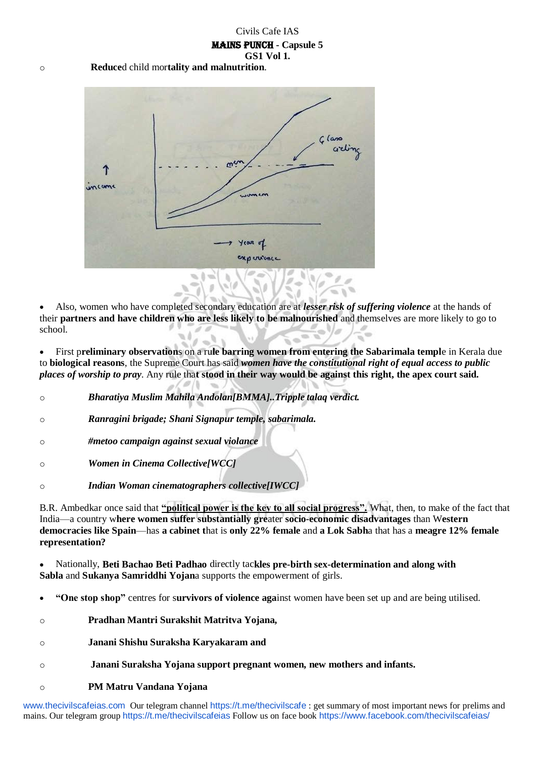- **Reduce**d child mor**tality and malnutrition**.

- Also, women who have completed secondary education are at ***lesser risk of suffering violence*** at the hands of their **partners and have children who are less likely to be malnourished** and themselves are more likely to go to school.

- First p**reliminary observations** on a ru**le barring women from entering the Sabarimala templ**e in Kerala due to **biological reasons**, the Supreme Court has said ***women have the constitutional right of equal access to public places of worship to pray***. Any rule tha**t stood in their way would be against this right, the apex court said.**

  - ***Bharatiya Muslim Mahila Andolan[BMMA]..Tripple talaq verdict.***
  - ***Ranragini brigade; Shani Signapur temple, sabarimala.***
  - ***#metoo campaign against sexual violence***
  - ***Women in Cinema Collective[WCC]***
  - ***Indian Woman cinematographers collective[IWCC]***

B.R. Ambedkar once said that **"political power is the key to all social progress".** What, then, to make of the fact that India—a country w**here women suffer substantially gre**ater **socio-economic disadvantages** than W**estern democracies like Spain**—has **a cabinet t**hat is **only 22% female** and **a Lok Sabh**a that has a **meagre 12% female representation?**

- Nationally, **Beti Bachao Beti Padhao** directly tac**kles pre-birth sex-determination and along with Sabla** and **Sukanya Samriddhi Yojan**a supports the empowerment of girls.

- **"One stop shop"** centres for s**urvivors of violence aga**inst women have been set up and are being utilised.

  - **Pradhan Mantri Surakshit Matritva Yojana,**
  - **Janani Shishu Suraksha Karyakaram and**
  - **Janani Suraksha Yojana support pregnant women, new mothers and infants.**
  - **PM Matru Vandana Yojana**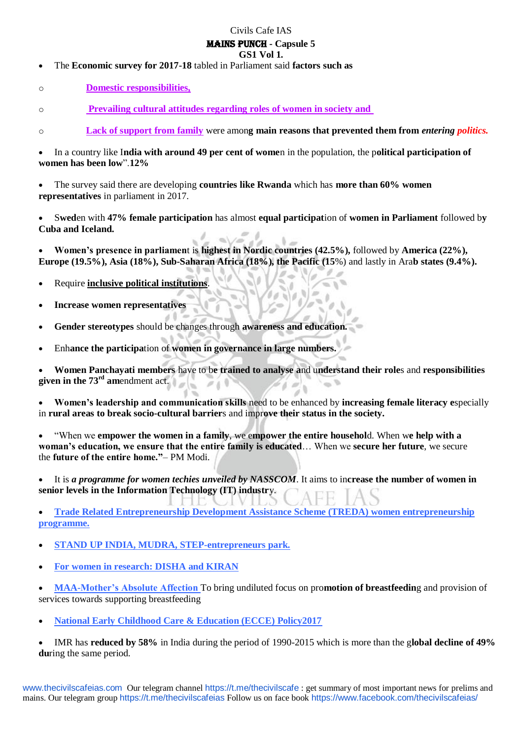Civils Cafe IAS

**MAINS PUNCH - Capsule 5**

**GS1 Vol 1.**

- The **Economic survey for 2017-18** tabled in Parliament said **factors such as**
    - **Domestic responsibilities,**
    - **Prevailing cultural attitudes regarding roles of women in society and**
    - **Lack of support from family** were amon**g main reasons that prevented them from** ***entering politics.***

- In a country like I**ndia with around 49 per cent of wome**n in the population, the p**olitical participation of women has been low**".**12%**

- The survey said there are developing **countries like Rwanda** which has **more than 60% women representatives** in parliament in 2017.

- Swed**en with 47% female participation** has almost **equal participat**ion of **women in Parliament** followed b**y Cuba and Iceland.**

- **Women's presence in parliamen**t is **highest in Nordic countries (42.5%),** followed by **America (22%), Europe (19.5%), Asia (18%), Sub-Saharan Africa (18%), the Pacific (15**%) and lastly in Ara**b states (9.4%).**

- Require **inclusive political institutions**.

- **Increase women representatives**

- **Gender stereotypes** should be changes through **awareness and education.**

- Enh**ance the participa**tion of **women in governance in large numbers.**

- **Women Panchayati members** have to b**e trained to analyse** and u**nderstand their role**s and **responsibilities given in the 73rd am**endment act.

- **Women's leadership and communication skills** need to be enhanced by **increasing female literacy e**specially in **rural areas to break socio-cultural barrier**s and impr**ove their status in the society.**

- "When we **empower the women in a family**, we e**mpower the entire househol**d. When w**e help with a woman's education, we ensure that the entire family is educated**… When we **secure her future**, we secure the **future of the entire home."**– PM Modi.

- It is ***a programme for women techies unveiled by NASSCOM***. It aims to in**crease the number of women in senior levels in the Information Technology (IT) industr**y.

- **Trade Related Entrepreneurship Development Assistance Scheme (TREDA) women entrepreneurship programme.**

- **STAND UP INDIA, MUDRA, STEP-entrepreneurs park.**

- **For women in research: DISHA and KIRAN**

- **MAA-Mother's Absolute Affection** To bring undiluted focus on pro**motion of breastfeedin**g and provision of services towards supporting breastfeeding

- **National Early Childhood Care & Education (ECCE) Policy2017**

- IMR has **reduced by 58%** in India during the period of 1990-2015 which is more than the g**lobal decline of 49% du**ring the same period.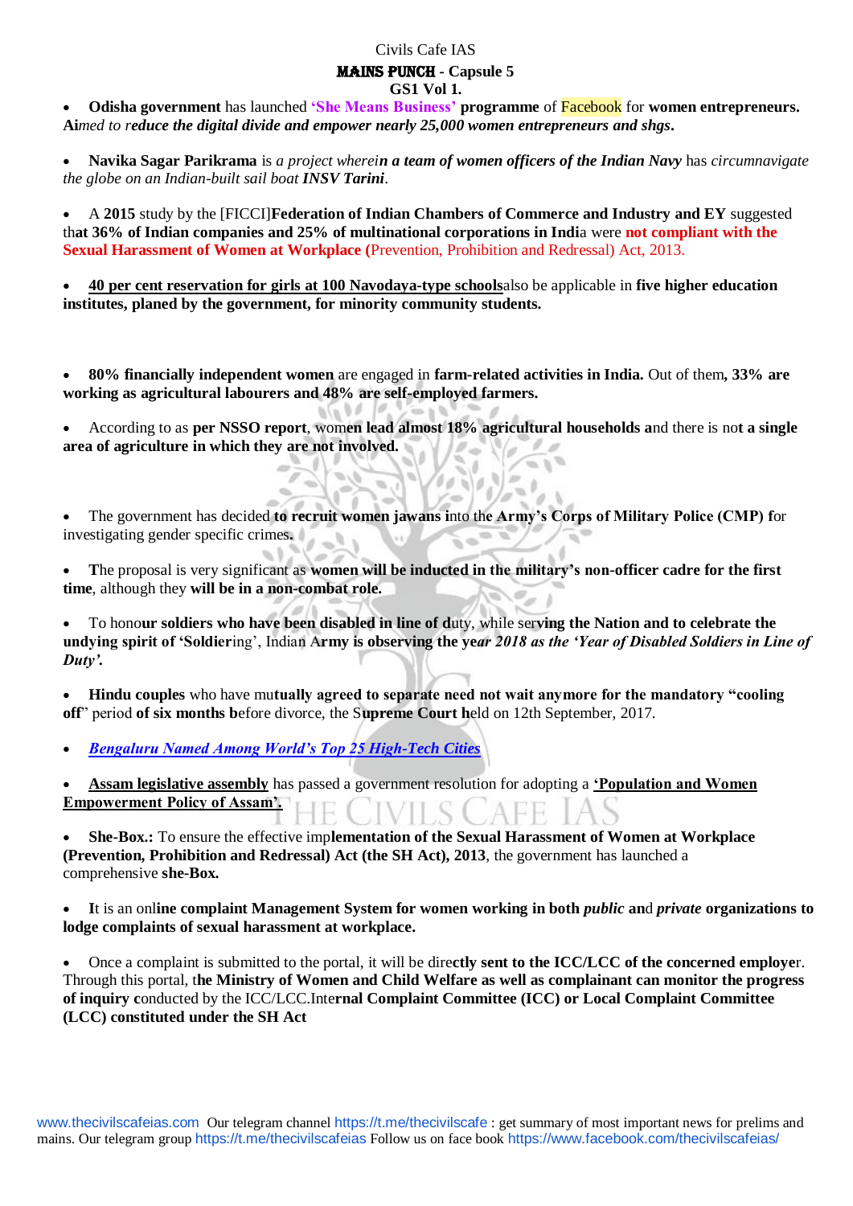Civils Cafe IAS

**MAINS PUNCH - Capsule 5**

**GS1 Vol 1.**

- **Odisha government** has launched **'She Means Business' programme** of Facebook for **women entrepreneurs.** **Ai***med to* r*educe the digital divide and empower nearly 25,000 women entrepreneurs and shgs***.**

- **Navika Sagar Parikrama** is *a project wherei**n a team of women officers of the Indian Navy*** has *circumnavigate the globe on an Indian-built sail boat **INSV Tarini**.*

- A **2015** study by the [FICCI]**Federation of Indian Chambers of Commerce and Industry and EY** suggested th**at 36% of Indian companies and 25% of multinational corporations in Indi**a were **not compliant with the Sexual Harassment of Women at Workplace (**Prevention, Prohibition and Redressal) Act, 2013.

- **40 per cent reservation for girls at 100 Navodaya-type schools**also be applicable in **five higher education institutes, planed by the government, for minority community students.**

- **80% financially independent women** are engaged in **farm-related activities in India.** Out of them**, 33% are working as agricultural labourers and 48% are self-employed farmers.**

- According to as **per NSSO report**, wom**en lead almost 18% agricultural households a**nd there is no**t a single area of agriculture in which they are not involved.**

- The government has decided **to recruit women jawans i**nto the **Army's Corps of Military Police (CMP) f**or investigating gender specific crimes**.**

- **T**he proposal is very significant as **women will be inducted in the military's non-officer cadre for the first time**, although they **will be in a non-combat role.**

- To hono**ur soldiers who have been disabled in line of d**uty, while ser**ving the Nation and to celebrate the undying spirit of 'Soldier**ing', Indian A**rmy is observing the ye*ar 2018 as the 'Year of Disabled Soldiers in Line of Duty'.***

- **Hindu couples** who have mu**tually agreed to separate need not wait anymore for the mandatory "cooling off**" period **of six months b**efore divorce, the S**upreme Court h**eld on 12th September, 2017.

- ***Bengaluru Named Among World's Top 25 High-Tech Cities***

- **Assam legislative assembly** has passed a government resolution for adopting a **'Population and Women Empowerment Policy of Assam'.**

- **She-Box.:** To ensure the effective imp**lementation of the Sexual Harassment of Women at Workplace (Prevention, Prohibition and Redressal) Act (the SH Act), 2013**, the government has launched a comprehensive **she-Box.**

- **I**t is an onl**ine complaint Management System for women working in both *public* an**d ***private*** **organizations to lodge complaints of sexual harassment at workplace.**

- Once a complaint is submitted to the portal, it will be dire**ctly sent to the ICC/LCC of the concerned employe**r. Through this portal, t**he Ministry of Women and Child Welfare as well as complainant can monitor the progress of inquiry c**onducted by the ICC/LCC.Inte**rnal Complaint Committee (ICC) or Local Complaint Committee (LCC) constituted under the SH Act**

www.thecivilscafeias.com Our telegram channel https://t.me/thecivilscafe : get summary of most important news for prelims and mains. Our telegram group https://t.me/thecivilscafeias Follow us on face book https://www.facebook.com/thecivilscafeias/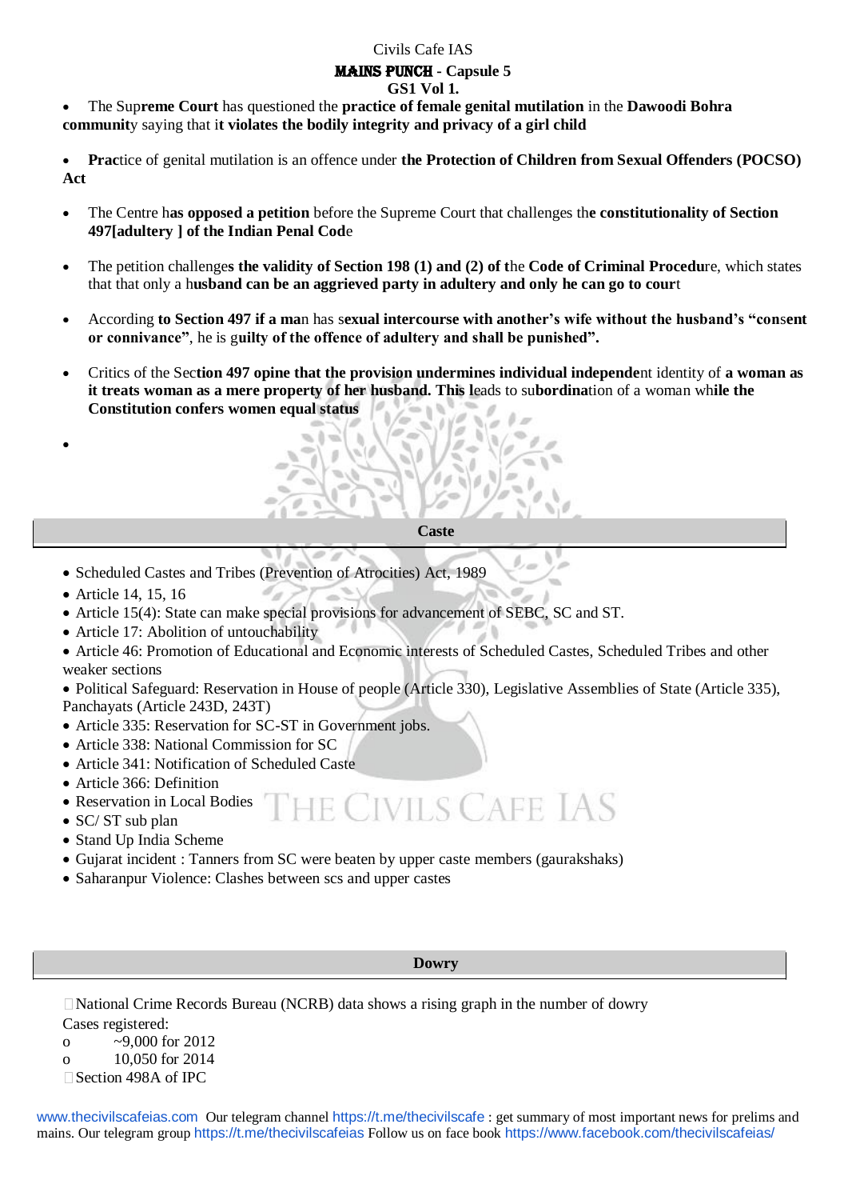- The **Supreme Court** has questioned the **practice of female genital mutilation** in the **Dawoodi Bohra community** saying that i**t violates the bodily integrity and privacy of a girl child**

- **Prac**tice of genital mutilation is an offence under **the Protection of Children from Sexual Offenders (POCSO) Act**

- The Centre h**as opposed a petition** before the Supreme Court that challenges th**e constitutionality of Section 497[adultery ] of the Indian Penal Cod**e

- The petition challenge**s the validity of Section 198 (1) and (2) of t**he **Code of Criminal Procedu**re, which states that that only a h**usband can be an aggrieved party in adultery and only he can go to cour**t

- According **to Section 497 if a ma**n has s**exual intercourse with another's wife without the husband's "con**s**ent or connivance"**, he is g**uilty of the offence of adultery and shall be punished".**

- Critics of the Sec**tion 497 opine that the provision undermines individual independe**nt identity of **a woman as it treats woman as a mere property of her husband. This l**eads to su**bordina**tion of a woman wh**ile the Constitution confers women equal status**

## Caste

- Scheduled Castes and Tribes (Prevention of Atrocities) Act, 1989
- Article 14, 15, 16
- Article 15(4): State can make special provisions for advancement of SEBC, SC and ST.
- Article 17: Abolition of untouchability
- Article 46: Promotion of Educational and Economic interests of Scheduled Castes, Scheduled Tribes and other weaker sections
- Political Safeguard: Reservation in House of people (Article 330), Legislative Assemblies of State (Article 335), Panchayats (Article 243D, 243T)
- Article 335: Reservation for SC-ST in Government jobs.
- Article 338: National Commission for SC
- Article 341: Notification of Scheduled Caste
- Article 366: Definition
- Reservation in Local Bodies
- SC/ ST sub plan
- Stand Up India Scheme
- Gujarat incident : Tanners from SC were beaten by upper caste members (gaurakshaks)
- Saharanpur Violence: Clashes between scs and upper castes

## Dowry

- National Crime Records Bureau (NCRB) data shows a rising graph in the number of dowry Cases registered:
  - ~9,000 for 2012
  - 10,050 for 2014
- Section 498A of IPC

www.thecivilscafeias.com Our telegram channel https://t.me/thecivilscafe : get summary of most important news for prelims and mains. Our telegram group https://t.me/thecivilscafeias Follow us on face book https://www.facebook.com/thecivilscafeias/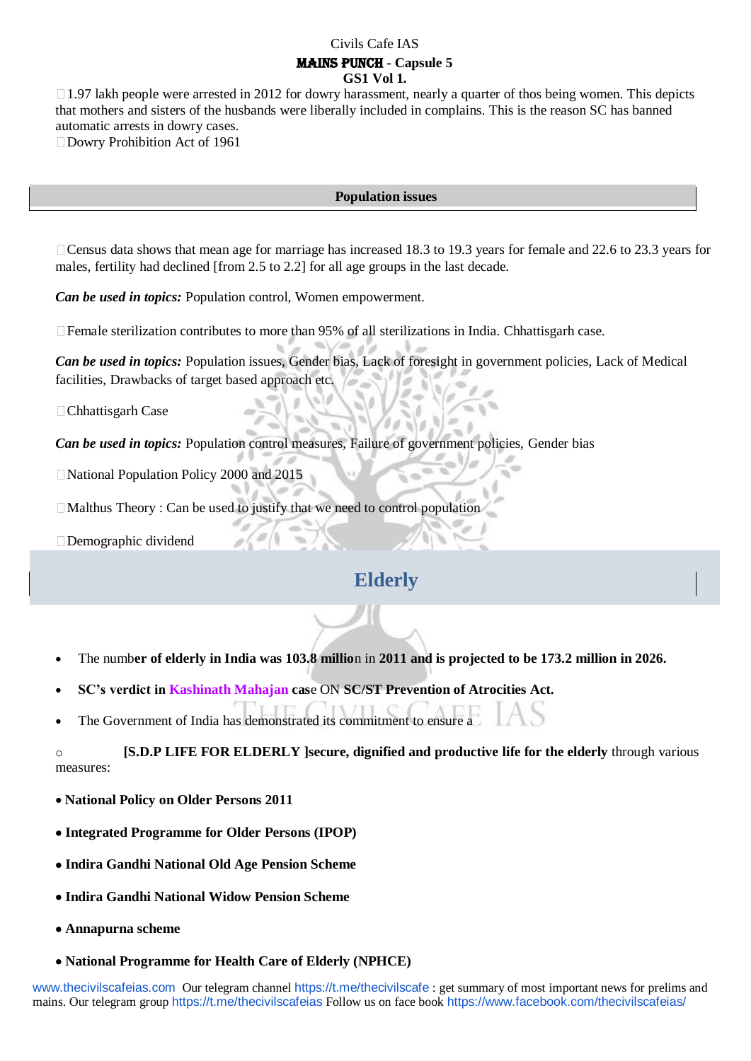1.97 lakh people were arrested in 2012 for dowry harassment, nearly a quarter of thos being women. This depicts that mothers and sisters of the husbands were liberally included in complains. This is the reason SC has banned automatic arrests in dowry cases.

Dowry Prohibition Act of 1961

## Population issues

Census data shows that mean age for marriage has increased 18.3 to 19.3 years for female and 22.6 to 23.3 years for males, fertility had declined [from 2.5 to 2.2] for all age groups in the last decade.

***Can be used in topics:*** Population control, Women empowerment.

Female sterilization contributes to more than 95% of all sterilizations in India. Chhattisgarh case.

***Can be used in topics:*** Population issues, Gender bias, Lack of foresight in government policies, Lack of Medical facilities, Drawbacks of target based approach etc.

Chhattisgarh Case

***Can be used in topics:*** Population control measures, Failure of government policies, Gender bias

National Population Policy 2000 and 2015

Malthus Theory : Can be used to justify that we need to control population

Demographic dividend

## Elderly

- The numb**er of elderly in India was 103.8 millio**n in **2011 and is projected to be 173.2 million in 2026.**
- **SC's verdict in Kashinath Mahajan cas**e ON **SC/ST Prevention of Atrocities Act.**
- The Government of India has demonstrated its commitment to ensure a

  - **[S.D.P LIFE FOR ELDERLY ]secure, dignified and productive life for the elderly** through various measures:

- **National Policy on Older Persons 2011**
- **Integrated Programme for Older Persons (IPOP)**
- **Indira Gandhi National Old Age Pension Scheme**
- **Indira Gandhi National Widow Pension Scheme**
- **Annapurna scheme**
- **National Programme for Health Care of Elderly (NPHCE)**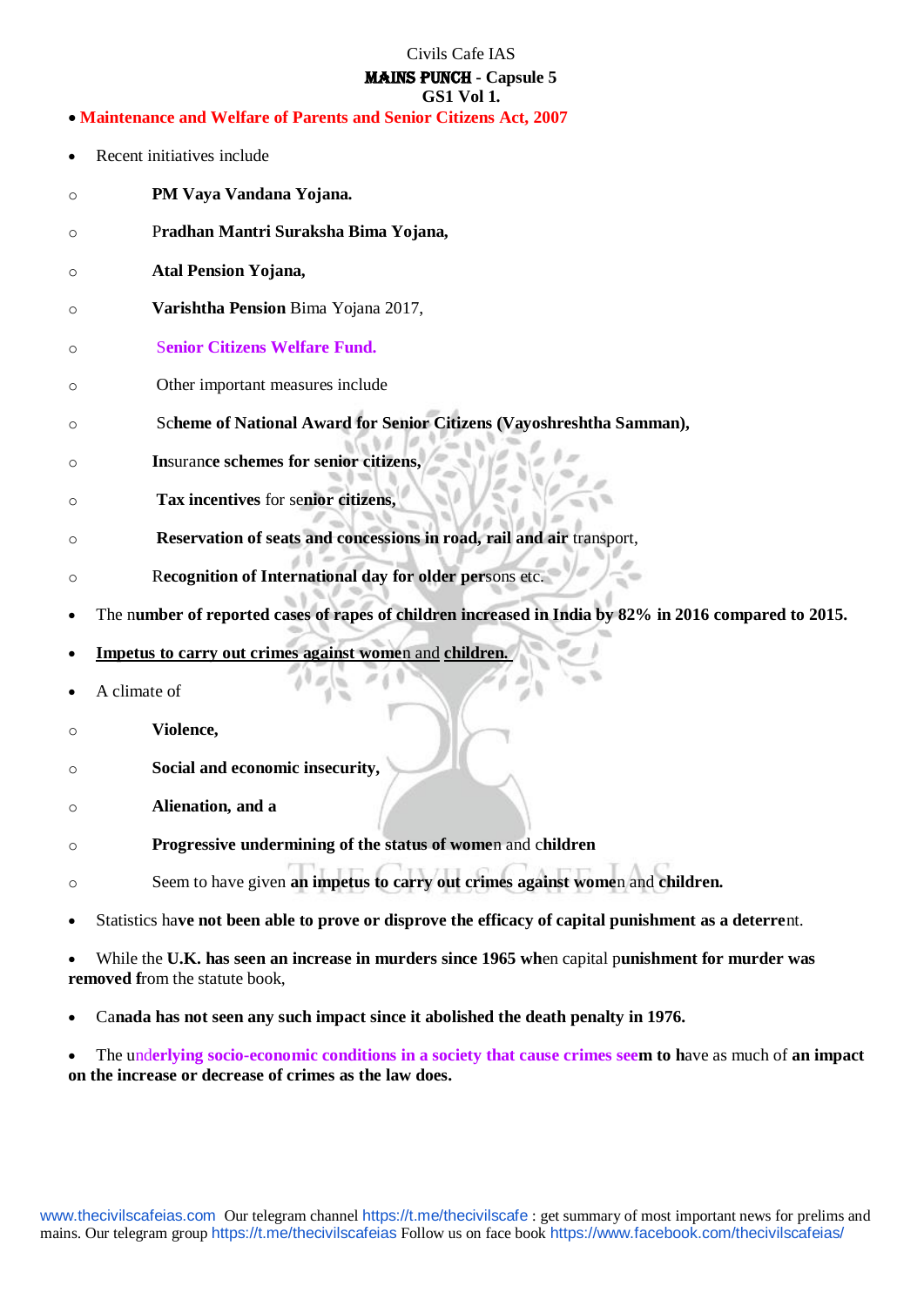Civils Cafe IAS

**MAINS PUNCH - Capsule 5**

**GS1 Vol 1.**

- **Maintenance and Welfare of Parents and Senior Citizens Act, 2007**

- Recent initiatives include
  - **PM Vaya Vandana Yojana.**
  - **Pradhan Mantri Suraksha Bima Yojana,**
  - **Atal Pension Yojana,**
  - **Varishtha Pension** Bima Yojana 2017,
  - **Senior Citizens Welfare Fund.**
  - Other important measures include
  - Sc**heme of National Award for Senior Citizens (Vayoshreshtha Samman),**
  - **In**suran**ce schemes for senior citizens,**
  - **Tax incentives** for sen**ior citizens,**
  - **Reservation of seats and concessions in road, rail and air** transport,
  - R**ecognition of International day for older per**sons etc.
- The n**umber of reported cases of rapes of children increased in India by 82% in 2016 compared to 2015.**
- **Impetus to carry out crimes against wome**n and **children.**
- A climate of
  - **Violence,**
  - **Social and economic insecurity,**
  - **Alienation, and a**
  - **Progressive undermining of the status of wome**n and c**hildren**
  - Seem to have given **an impetus to carry out crimes against wome**n and **children.**
- Statistics ha**ve not been able to prove or disprove the efficacy of capital punishment as a deterre**nt.
- While the **U.K. has seen an increase in murders since 1965 wh**en capital p**unishment for murder was removed f**rom the statute book,
- Ca**nada has not seen any such impact since it abolished the death penalty in 1976.**
- The un**derlying socio-economic conditions in a society that cause crimes see**m **to h**ave as much of **an impact on the increase or decrease of crimes as the law does.**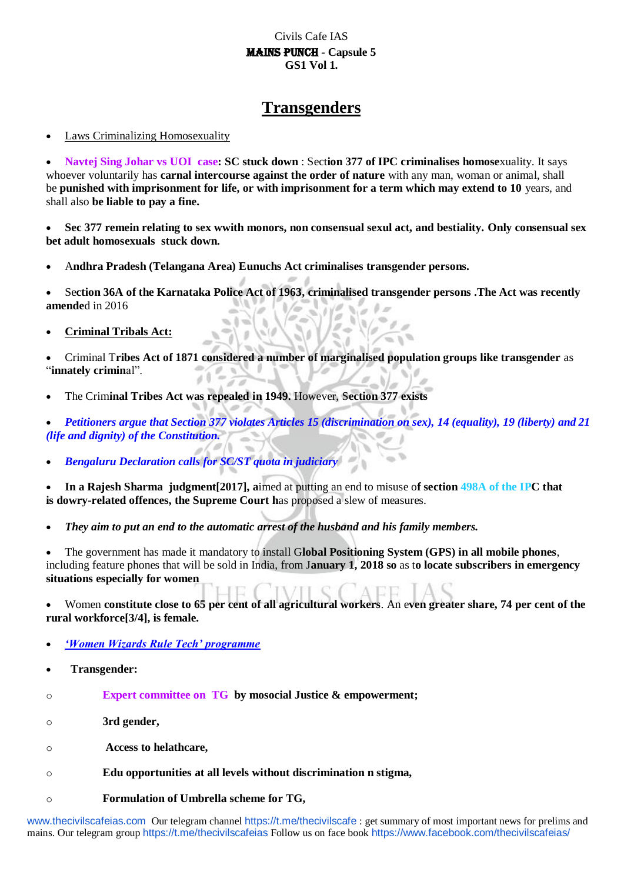Civils Cafe IAS
**MAINS PUNCH - Capsule 5**
**GS1 Vol 1.**

# Transgenders

- Laws Criminalizing Homosexuality

- **Navtej Sing Johar vs UOI case: SC stuck down** : Sect**ion 377 of IPC criminalises homose**xuality. It says whoever voluntarily has **carnal intercourse against the order of nature** with any man, woman or animal, shall be **punished with imprisonment for life, or with imprisonment for a term which may extend to 10** years, and shall also **be liable to pay a fine.**

- **Sec 377 remein relating to sex wwith monors, non consensual sexul act, and bestiality. Only consensual sex bet adult homosexuals stuck down.**

- A**ndhra Pradesh (Telangana Area) Eunuchs Act criminalises transgender persons.**

- Se**ction 36A of the Karnataka Police Act of 1963, criminalised transgender persons .The Act was recently amende**d in 2016

- **Criminal Tribals Act:**

- Criminal T**ribes Act of 1871 considered a number of marginalised population groups like transgender** as "**innately crimin**al".

- The Crim**inal Tribes Act was repealed in 1949.** However, **Section 377 exists**

- ***Petitioners argue that Section 377 violates Articles 15 (discrimination on sex), 14 (equality), 19 (liberty) and 21 (life and dignity) of the Constitution.***

- ***Bengaluru Declaration calls for SC/ST quota in judiciary***

- **In a Rajesh Sharma judgment[2017], a**imed at putting an end to misuse o**f section 498A of the IPC that** is dowry-related offences, the Supreme Court h**as proposed a slew of measures.

- ***They aim to put an end to the automatic arrest of the husband and his family members.***

- The government has made it mandatory to install G**lobal Positioning System (GPS) in all mobile phones**, including feature phones that will be sold in India, from J**anuary 1, 2018 so** as t**o locate subscribers in emergency situations especially for women**

- Women **constitute close to 65 per cent of all agricultural workers**. An e**ven greater share, 74 per cent of the rural workforce[3/4], is female.**

- ***'Women Wizards Rule Tech' programme***

- **Transgender:**
  - **Expert committee on TG by mosocial Justice & empowerment;**
  - **3rd gender,**
  - **Access to helathcare,**
  - **Edu opportunities at all levels without discrimination n stigma,**
  - **Formulation of Umbrella scheme for TG,**

www.thecivilscafeias.com Our telegram channel https://t.me/thecivilscafe : get summary of most important news for prelims and mains. Our telegram group https://t.me/thecivilscafeias Follow us on face book https://www.facebook.com/thecivilscafeias/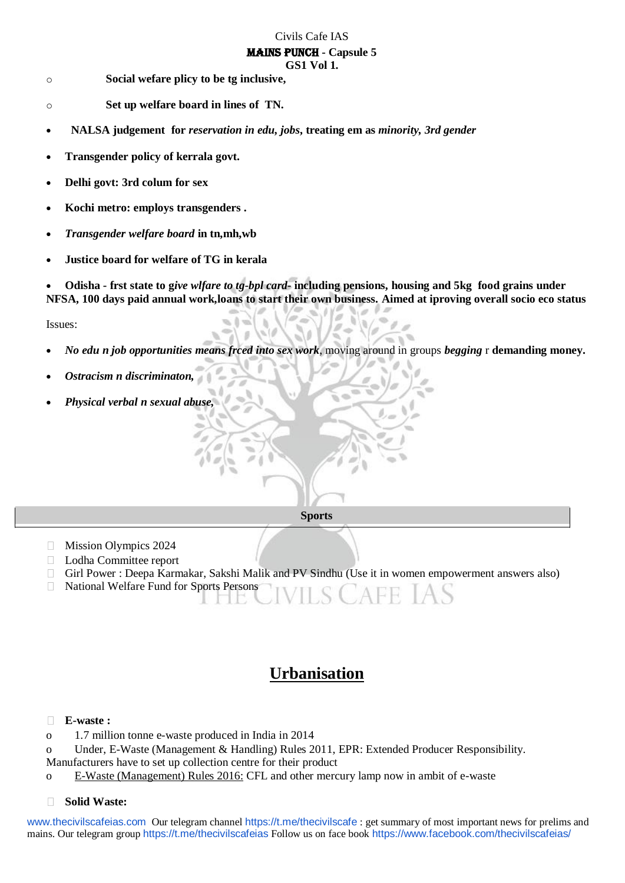- **Social wefare plicy to be tg inclusive,**
- **Set up welfare board in lines of TN.**

- **NALSA judgement for *reservation in edu, jobs*, treating em as *minority, 3rd gender***
- **Transgender policy of kerrala govt.**
- **Delhi govt: 3rd colum for sex**
- **Kochi metro: employs transgenders .**
- ***Transgender welfare board* in tn,mh,wb**
- **Justice board for welfare of TG in kerala**
- **Odisha - frst state to g*ive wlfare to tg-bpl card-* including pensions, housing and 5kg food grains under NFSA, 100 days paid annual work,loans to start their own business. Aimed at iproving overall socio eco status**

Issues:

- ***No edu n job opportunities means frced into sex work***, moving around in groups ***begging*** r **demanding money.**
- ***Ostracism n discriminaton,***
- ***Physical verbal n sexual abuse,***

## Sports

- Mission Olympics 2024
- Lodha Committee report
- Girl Power : Deepa Karmakar, Sakshi Malik and PV Sindhu (Use it in women empowerment answers also)
- National Welfare Fund for Sports Persons

# Urbanisation

- **E-waste :**
  - 1.7 million tonne e-waste produced in India in 2014
  - Under, E-Waste (Management & Handling) Rules 2011, EPR: Extended Producer Responsibility. Manufacturers have to set up collection centre for their product
  - E-Waste (Management) Rules 2016: CFL and other mercury lamp now in ambit of e-waste
- **Solid Waste:**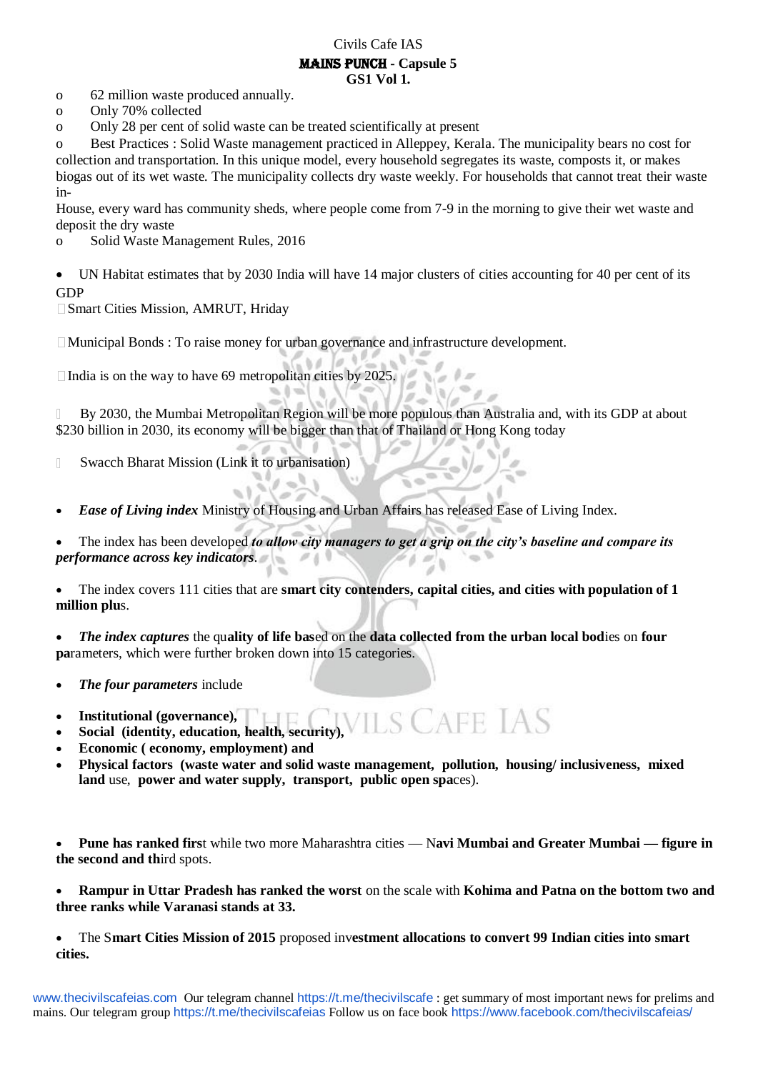- 62 million waste produced annually.
- Only 70% collected
- Only 28 per cent of solid waste can be treated scientifically at present
- Best Practices : Solid Waste management practiced in Alleppey, Kerala. The municipality bears no cost for collection and transportation. In this unique model, every household segregates its waste, composts it, or makes biogas out of its wet waste. The municipality collects dry waste weekly. For households that cannot treat their waste in-
House, every ward has community sheds, where people come from 7-9 in the morning to give their wet waste and deposit the dry waste
- Solid Waste Management Rules, 2016

- UN Habitat estimates that by 2030 India will have 14 major clusters of cities accounting for 40 per cent of its GDP
- Smart Cities Mission, AMRUT, Hriday

- Municipal Bonds : To raise money for urban governance and infrastructure development.

- India is on the way to have 69 metropolitan cities by 2025.

- By 2030, the Mumbai Metropolitan Region will be more populous than Australia and, with its GDP at about $230 billion in 2030, its economy will be bigger than that of Thailand or Hong Kong today

- Swacch Bharat Mission (Link it to urbanisation)

- ***Ease of Living index*** Ministry of Housing and Urban Affairs has released Ease of Living Index.

- The index has been developed ***to allow city managers to get a grip on the city's baseline and compare its performance across key indicators***.

- The index covers 111 cities that are **smart city contenders, capital cities, and cities with population of 1 million plus**.

- ***The index captures*** the qu**ality of life bas**ed on the **data collected from the urban local bod**ies on **four pa**rameters, which were further broken down into 15 categories.

- ***The four parameters*** include

- **Institutional (governance),**
- **Social (identity, education, health, security),**
- **Economic ( economy, employment) and**
- **Physical factors (waste water and solid waste management, pollution, housing/ inclusiveness, mixed land** use, **power and water supply, transport, public open spa**ces).

- **Pune has ranked firs**t while two more Maharashtra cities — N**avi Mumbai and Greater Mumbai — figure in the second and th**ird spots.

- **Rampur in Uttar Pradesh has ranked the worst** on the scale with **Kohima and Patna on the bottom two and three ranks while Varanasi stands at 33.**

- The S**mart Cities Mission of 2015** proposed inv**estment allocations to convert 99 Indian cities into smart cities.**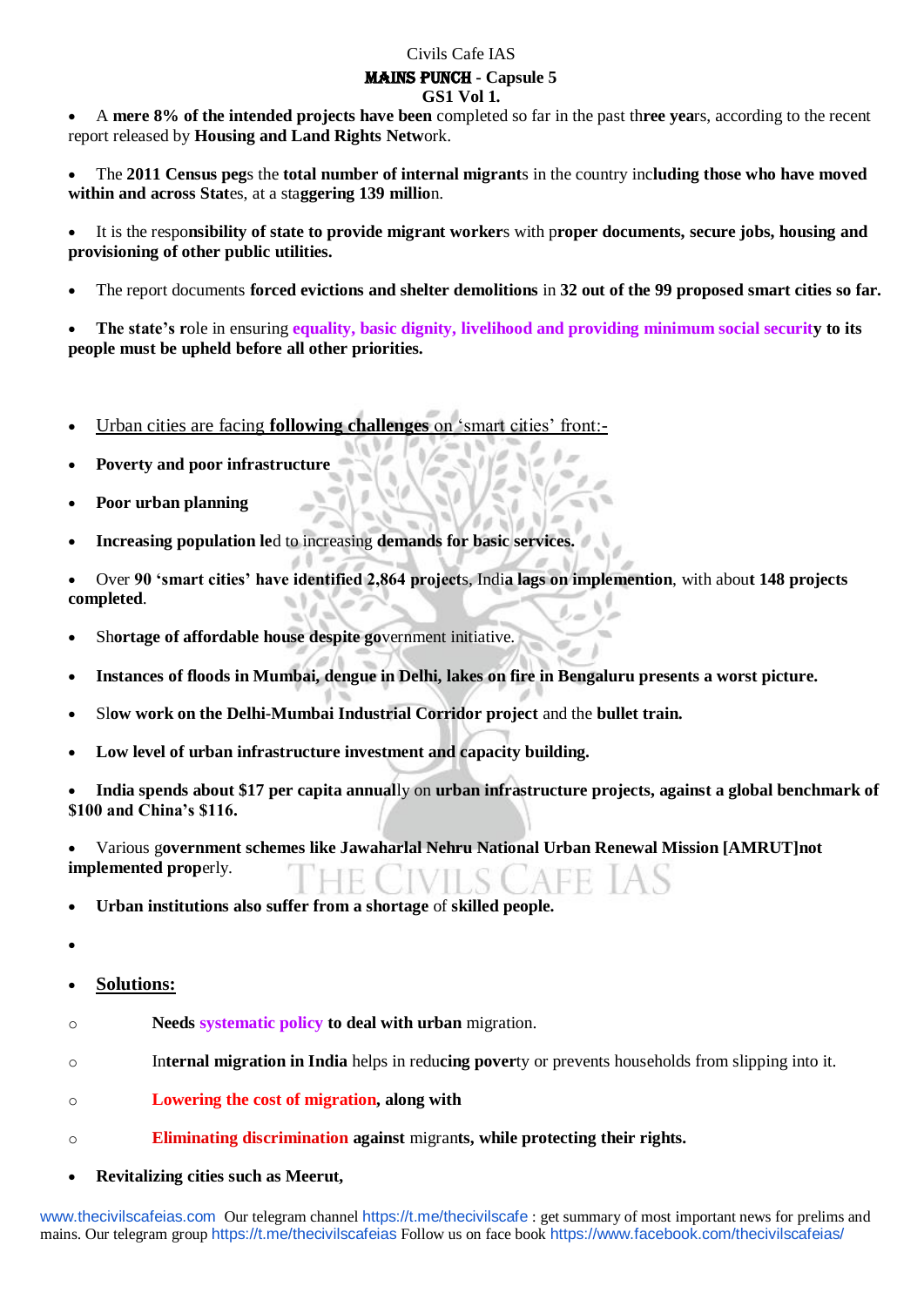Civils Cafe IAS

**MAINS PUNCH - Capsule 5**

**GS1 Vol 1.**

- A **mere 8% of the intended projects have been** completed so far in the past th**ree yea**rs, according to the recent report released by **Housing and Land Rights Netw**ork.

- The **2011 Census peg**s the **total number of internal migrant**s in the country inc**luding those who have moved within and across Stat**es, at a sta**ggering 139 millio**n.

- It is the respo**nsibility of state to provide migrant worker**s with p**roper documents, secure jobs, housing and provisioning of other public utilities.**

- The report documents **forced evictions and shelter demolitions** in **32 out of the 99 proposed smart cities so far.**

- **The state's r**ole in ensuring **equality, basic dignity, livelihood and providing minimum social securit**y **to its people must be upheld before all other priorities.**

- Urban cities are facing **following challenges** on 'smart cities' front:-
- **Poverty and poor infrastructure**
- **Poor urban planning**
- **Increasing population le**d to increasing **demands for basic services.**
- Over **90 'smart cities' have identified 2,864 project**s, Indi**a lags on implemention**, with abou**t 148 projects completed**.
- Sh**ortage of affordable house despite go**vernment initiative.
- **Instances of floods in Mumbai, dengue in Delhi, lakes on fire in Bengaluru presents a worst picture.**
- Sl**ow work on the Delhi-Mumbai Industrial Corridor project** and the **bullet train.**
- **Low level of urban infrastructure investment and capacity building.**
- **India spends about $17 per capita annual**ly on **urban infrastructure projects, against a global benchmark of $100 and China's $116.**
- Various g**overnment schemes like Jawaharlal Nehru National Urban Renewal Mission [AMRUT]not implemented prop**erly.
- **Urban institutions also suffer from a shortage** of **skilled people.**
- 

- **Solutions:**
  - **Needs systematic policy to deal with urban** migration.
  - In**ternal migration in India** helps in redu**cing pover**ty or prevents households from slipping into it.
  - **Lowering the cost of migration, along with**
  - **Eliminating discrimination against** migran**ts, while protecting their rights.**
- **Revitalizing cities such as Meerut,**

www.thecivilscafeias.com Our telegram channel https://t.me/thecivilscafe : get summary of most important news for prelims and mains. Our telegram group https://t.me/thecivilscafeias Follow us on face book https://www.facebook.com/thecivilscafeias/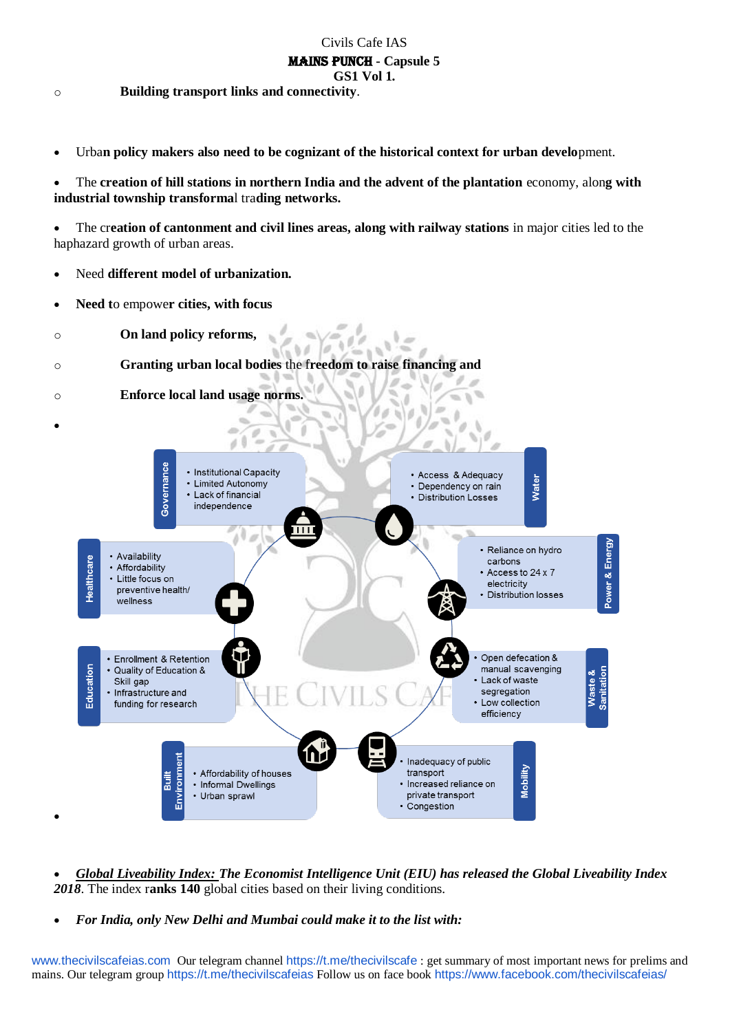- Building transport links and connectivity.

- Urban **policy makers also need to be cognizant of the historical context for urban develo**pment.
- The **creation of hill stations in northern India and the advent of the plantation** economy, alon**g with industrial township transforma**l tra**ding networks.**
- The cr**eation of cantonment and civil lines areas, along with railway stations** in major cities led to the haphazard growth of urban areas.
- Need **different model of urbanization.**
- **Need** to empowe**r cities, with focus**
  - **On land policy reforms,**
  - **Granting urban local bodies** the **freedom to raise financing and**
  - **Enforce local land usage norms.**

**Governance**
- Institutional Capacity
- Limited Autonomy
- Lack of financial independence

**Water**
- Access & Adequacy
- Dependency on rain
- Distribution Losses

**Healthcare**
- Availability
- Affordability
- Little focus on preventive health/ wellness

**Power & Energy**
- Reliance on hydro carbons
- Access to 24 x 7 electricity
- Distribution losses

**Education**
- Enrollment & Retention
- Quality of Education & Skill gap
- Infrastructure and funding for research

**Waste & Sanitation**
- Open defecation & manual scavenging
- Lack of waste segregation
- Low collection efficiency

**Built Environment**
- Affordability of houses
- Informal Dwellings
- Urban sprawl

**Mobility**
- Inadequacy of public transport
- Increased reliance on private transport
- Congestion

- ***Global Liveability Index:** The Economist Intelligence Unit (EIU) has released the Global Liveability Index 2018*. The index r**anks 140** global cities based on their living conditions.
- ***For India, only New Delhi and Mumbai could make it to the list with:***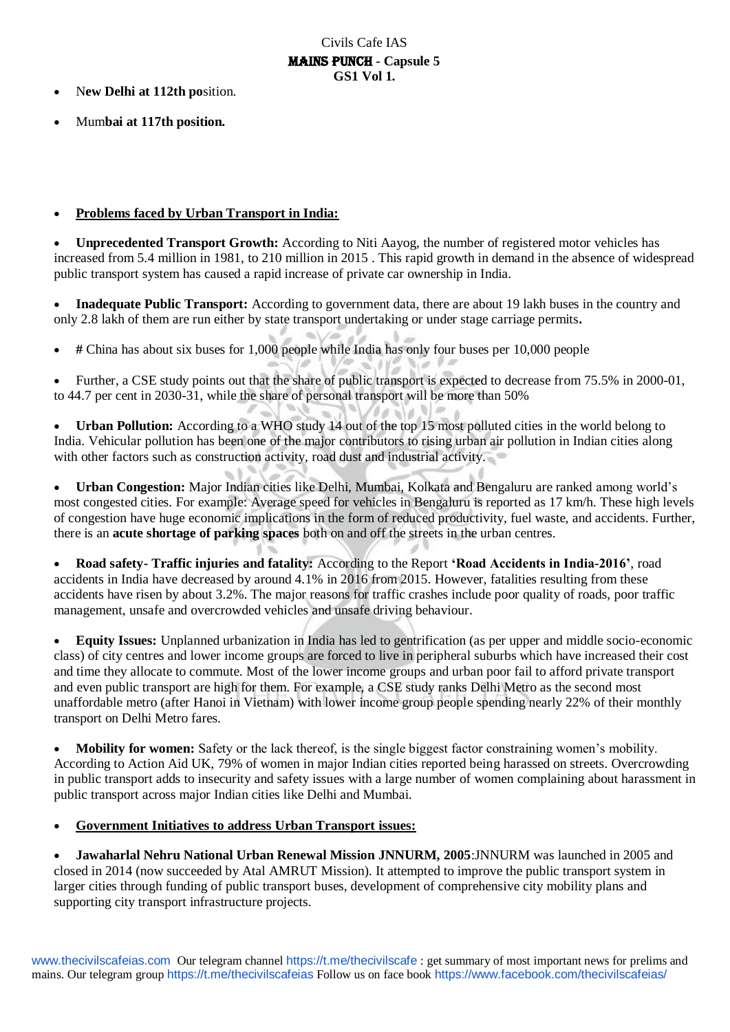- New **Delhi at 112th po**sition.
- Mum**bai at 117th position.**

- **Problems faced by Urban Transport in India:**

- **Unprecedented Transport Growth:** According to Niti Aayog, the number of registered motor vehicles has increased from 5.4 million in 1981, to 210 million in 2015 . This rapid growth in demand in the absence of widespread public transport system has caused a rapid increase of private car ownership in India.

- **Inadequate Public Transport:** According to government data, there are about 19 lakh buses in the country and only 2.8 lakh of them are run either by state transport undertaking or under stage carriage permits**.**

- **#** China has about six buses for 1,000 people while India has only four buses per 10,000 people

- Further, a CSE study points out that the share of public transport is expected to decrease from 75.5% in 2000-01, to 44.7 per cent in 2030-31, while the share of personal transport will be more than 50%

- **Urban Pollution:** According to a WHO study 14 out of the top 15 most polluted cities in the world belong to India. Vehicular pollution has been one of the major contributors to rising urban air pollution in Indian cities along with other factors such as construction activity, road dust and industrial activity.

- **Urban Congestion:** Major Indian cities like Delhi, Mumbai, Kolkata and Bengaluru are ranked among world's most congested cities. For example: Average speed for vehicles in Bengaluru is reported as 17 km/h. These high levels of congestion have huge economic implications in the form of reduced productivity, fuel waste, and accidents. Further, there is an **acute shortage of parking spaces** both on and off the streets in the urban centres.

- **Road safety- Traffic injuries and fatality:** According to the Report **'Road Accidents in India-2016'**, road accidents in India have decreased by around 4.1% in 2016 from 2015. However, fatalities resulting from these accidents have risen by about 3.2%. The major reasons for traffic crashes include poor quality of roads, poor traffic management, unsafe and overcrowded vehicles and unsafe driving behaviour.

- **Equity Issues:** Unplanned urbanization in India has led to gentrification (as per upper and middle socio-economic class) of city centres and lower income groups are forced to live in peripheral suburbs which have increased their cost and time they allocate to commute. Most of the lower income groups and urban poor fail to afford private transport and even public transport are high for them. For example, a CSE study ranks Delhi Metro as the second most unaffordable metro (after Hanoi in Vietnam) with lower income group people spending nearly 22% of their monthly transport on Delhi Metro fares.

- **Mobility for women:** Safety or the lack thereof, is the single biggest factor constraining women's mobility. According to Action Aid UK, 79% of women in major Indian cities reported being harassed on streets. Overcrowding in public transport adds to insecurity and safety issues with a large number of women complaining about harassment in public transport across major Indian cities like Delhi and Mumbai.

- **Government Initiatives to address Urban Transport issues:**

- **Jawaharlal Nehru National Urban Renewal Mission JNNURM, 2005**:JNNURM was launched in 2005 and closed in 2014 (now succeeded by Atal AMRUT Mission). It attempted to improve the public transport system in larger cities through funding of public transport buses, development of comprehensive city mobility plans and supporting city transport infrastructure projects.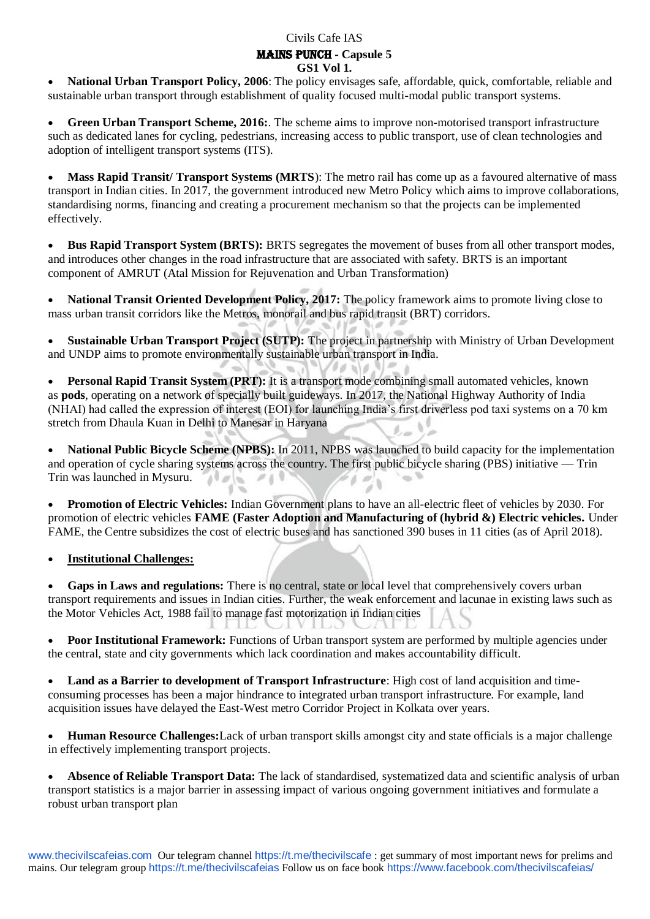- **National Urban Transport Policy, 2006**: The policy envisages safe, affordable, quick, comfortable, reliable and sustainable urban transport through establishment of quality focused multi-modal public transport systems.

- **Green Urban Transport Scheme, 2016:**. The scheme aims to improve non-motorised transport infrastructure such as dedicated lanes for cycling, pedestrians, increasing access to public transport, use of clean technologies and adoption of intelligent transport systems (ITS).

- **Mass Rapid Transit/ Transport Systems (MRTS**): The metro rail has come up as a favoured alternative of mass transport in Indian cities. In 2017, the government introduced new Metro Policy which aims to improve collaborations, standardising norms, financing and creating a procurement mechanism so that the projects can be implemented effectively.

- **Bus Rapid Transport System (BRTS):** BRTS segregates the movement of buses from all other transport modes, and introduces other changes in the road infrastructure that are associated with safety. BRTS is an important component of AMRUT (Atal Mission for Rejuvenation and Urban Transformation)

- **National Transit Oriented Development Policy, 2017:** The policy framework aims to promote living close to mass urban transit corridors like the Metros, monorail and bus rapid transit (BRT) corridors.

- **Sustainable Urban Transport Project (SUTP):** The project in partnership with Ministry of Urban Development and UNDP aims to promote environmentally sustainable urban transport in India.

- **Personal Rapid Transit System (PRT):** It is a transport mode combining small automated vehicles, known as **pods**, operating on a network of specially built guideways. In 2017, the National Highway Authority of India (NHAI) had called the expression of interest (EOI) for launching India's first driverless pod taxi systems on a 70 km stretch from Dhaula Kuan in Delhi to Manesar in Haryana

- **National Public Bicycle Scheme (NPBS):** In 2011, NPBS was launched to build capacity for the implementation and operation of cycle sharing systems across the country. The first public bicycle sharing (PBS) initiative — Trin Trin was launched in Mysuru.

- **Promotion of Electric Vehicles:** Indian Government plans to have an all-electric fleet of vehicles by 2030. For promotion of electric vehicles **FAME (Faster Adoption and Manufacturing of (hybrid &) Electric vehicles.** Under FAME, the Centre subsidizes the cost of electric buses and has sanctioned 390 buses in 11 cities (as of April 2018).

- **<u>Institutional Challenges:</u>**

- **Gaps in Laws and regulations:** There is no central, state or local level that comprehensively covers urban transport requirements and issues in Indian cities. Further, the weak enforcement and lacunae in existing laws such as the Motor Vehicles Act, 1988 fail to manage fast motorization in Indian cities

- **Poor Institutional Framework:** Functions of Urban transport system are performed by multiple agencies under the central, state and city governments which lack coordination and makes accountability difficult.

- **Land as a Barrier to development of Transport Infrastructure**: High cost of land acquisition and time-consuming processes has been a major hindrance to integrated urban transport infrastructure. For example, land acquisition issues have delayed the East-West metro Corridor Project in Kolkata over years.

- **Human Resource Challenges:**Lack of urban transport skills amongst city and state officials is a major challenge in effectively implementing transport projects.

- **Absence of Reliable Transport Data:** The lack of standardised, systematized data and scientific analysis of urban transport statistics is a major barrier in assessing impact of various ongoing government initiatives and formulate a robust urban transport plan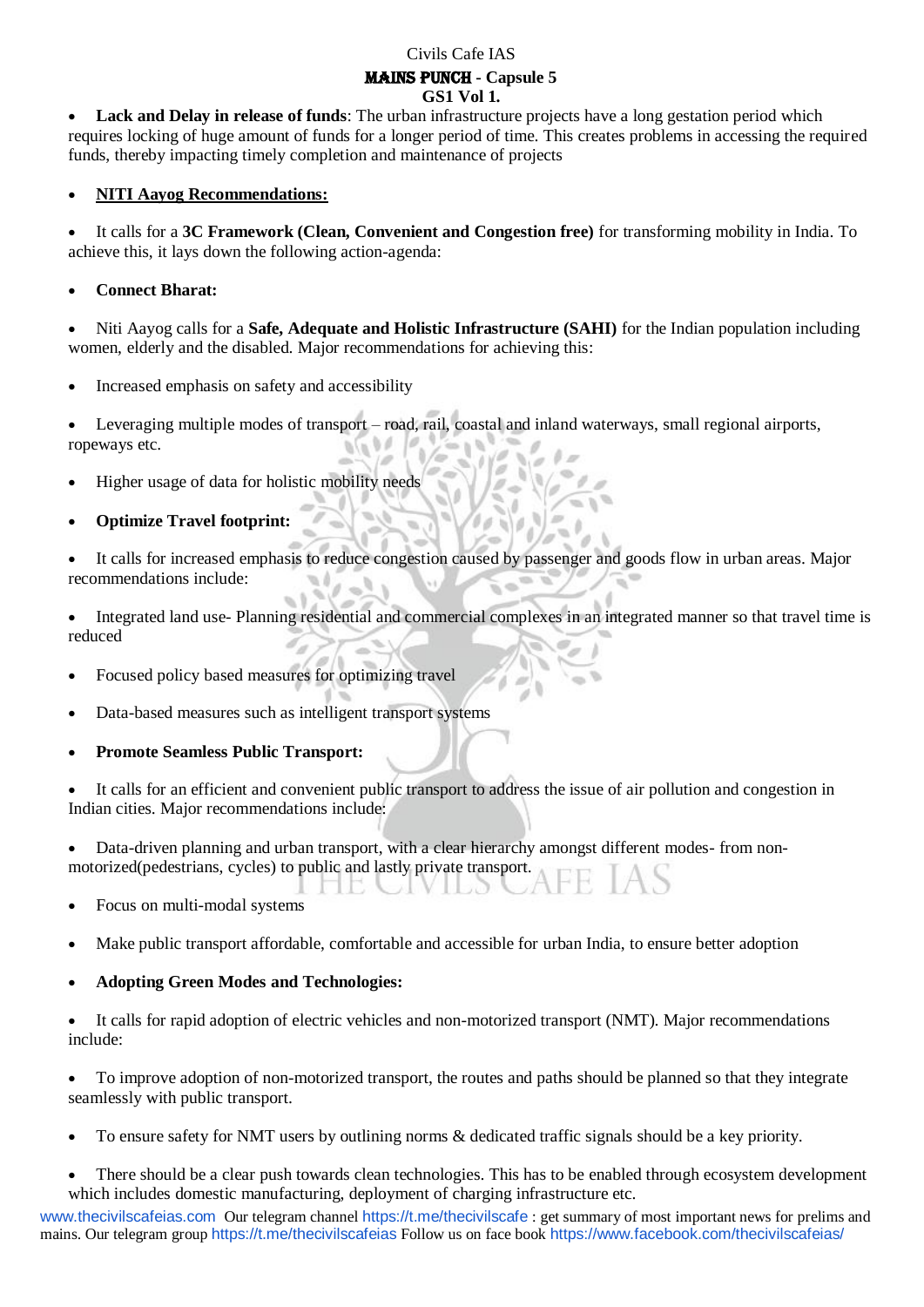- **Lack and Delay in release of funds**: The urban infrastructure projects have a long gestation period which requires locking of huge amount of funds for a longer period of time. This creates problems in accessing the required funds, thereby impacting timely completion and maintenance of projects

- **NITI Aayog Recommendations:**

- It calls for a **3C Framework (Clean, Convenient and Congestion free)** for transforming mobility in India. To achieve this, it lays down the following action-agenda:

- **Connect Bharat:**

- Niti Aayog calls for a **Safe, Adequate and Holistic Infrastructure (SAHI)** for the Indian population including women, elderly and the disabled. Major recommendations for achieving this:

- Increased emphasis on safety and accessibility

- Leveraging multiple modes of transport – road, rail, coastal and inland waterways, small regional airports, ropeways etc.

- Higher usage of data for holistic mobility needs

- **Optimize Travel footprint:**

- It calls for increased emphasis to reduce congestion caused by passenger and goods flow in urban areas. Major recommendations include:

- Integrated land use- Planning residential and commercial complexes in an integrated manner so that travel time is reduced

- Focused policy based measures for optimizing travel

- Data-based measures such as intelligent transport systems

- **Promote Seamless Public Transport:**

- It calls for an efficient and convenient public transport to address the issue of air pollution and congestion in Indian cities. Major recommendations include:

- Data-driven planning and urban transport, with a clear hierarchy amongst different modes- from non-motorized(pedestrians, cycles) to public and lastly private transport.

- Focus on multi-modal systems

- Make public transport affordable, comfortable and accessible for urban India, to ensure better adoption

- **Adopting Green Modes and Technologies:**

- It calls for rapid adoption of electric vehicles and non-motorized transport (NMT). Major recommendations include:

- To improve adoption of non-motorized transport, the routes and paths should be planned so that they integrate seamlessly with public transport.

- To ensure safety for NMT users by outlining norms & dedicated traffic signals should be a key priority.

- There should be a clear push towards clean technologies. This has to be enabled through ecosystem development which includes domestic manufacturing, deployment of charging infrastructure etc.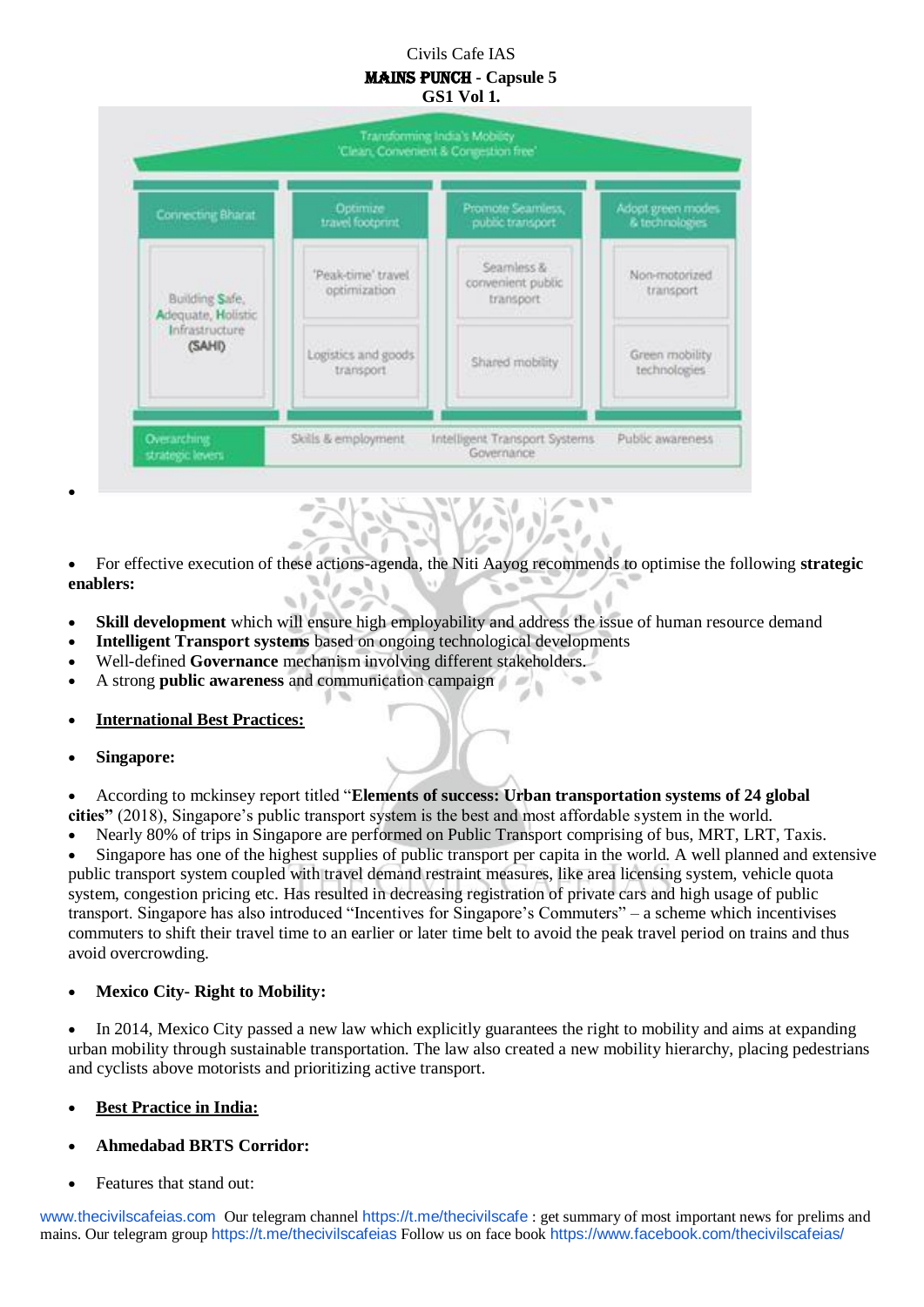- 

| Transforming India's Mobility 'Clean, Convenient & Congestion free' | | | |
|---|---|---|---|
| Connecting Bharat | Optimize travel footprint | Promote Seamless, public transport | Adopt green modes & technologies |
| Building Safe, Adequate, Holistic Infrastructure (SAHI) | 'Peak-time' travel optimization | Seamless & convenient public transport | Non-motorized transport |
| | Logistics and goods transport | Shared mobility | Green mobility technologies |
| Overarching strategic levers | Skills & employment | Intelligent Transport Systems Governance | Public awareness |

- For effective execution of these actions-agenda, the Niti Aayog recommends to optimise the following **strategic enablers:**

- **Skill development** which will ensure high employability and address the issue of human resource demand
- **Intelligent Transport systems** based on ongoing technological developments
- Well-defined **Governance** mechanism involving different stakeholders.
- A strong **public awareness** and communication campaign

- **International Best Practices:**

- **Singapore:**

- According to mckinsey report titled "**Elements of success: Urban transportation systems of 24 global cities"** (2018), Singapore's public transport system is the best and most affordable system in the world.
- Nearly 80% of trips in Singapore are performed on Public Transport comprising of bus, MRT, LRT, Taxis.
- Singapore has one of the highest supplies of public transport per capita in the world. A well planned and extensive public transport system coupled with travel demand restraint measures, like area licensing system, vehicle quota system, congestion pricing etc. Has resulted in decreasing registration of private cars and high usage of public transport. Singapore has also introduced "Incentives for Singapore's Commuters" – a scheme which incentivises commuters to shift their travel time to an earlier or later time belt to avoid the peak travel period on trains and thus avoid overcrowding.

- **Mexico City- Right to Mobility:**

- In 2014, Mexico City passed a new law which explicitly guarantees the right to mobility and aims at expanding urban mobility through sustainable transportation. The law also created a new mobility hierarchy, placing pedestrians and cyclists above motorists and prioritizing active transport.

- **Best Practice in India:**

- **Ahmedabad BRTS Corridor:**

- Features that stand out: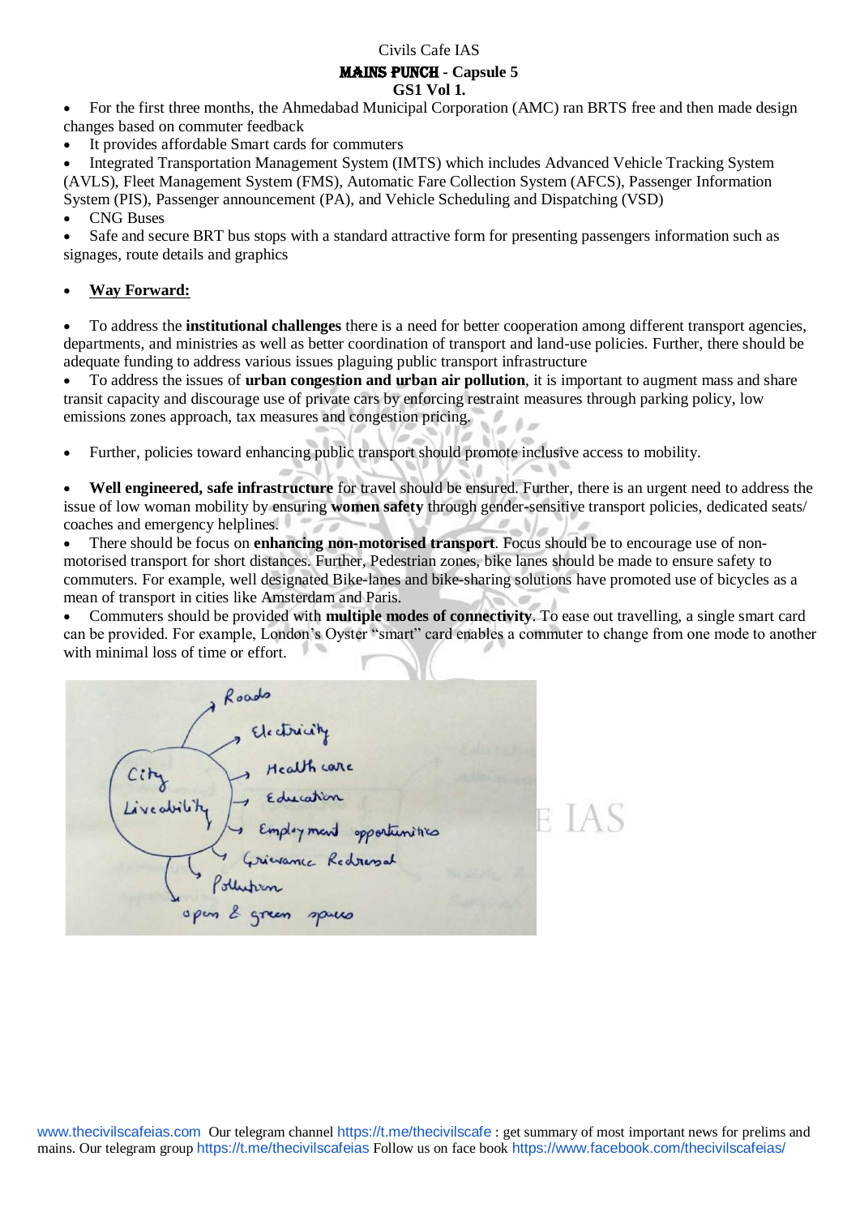- For the first three months, the Ahmedabad Municipal Corporation (AMC) ran BRTS free and then made design changes based on commuter feedback
- It provides affordable Smart cards for commuters
- Integrated Transportation Management System (IMTS) which includes Advanced Vehicle Tracking System (AVLS), Fleet Management System (FMS), Automatic Fare Collection System (AFCS), Passenger Information System (PIS), Passenger announcement (PA), and Vehicle Scheduling and Dispatching (VSD)
- CNG Buses
- Safe and secure BRT bus stops with a standard attractive form for presenting passengers information such as signages, route details and graphics

- <u>**Way Forward:**</u>

- To address the **institutional challenges** there is a need for better cooperation among different transport agencies, departments, and ministries as well as better coordination of transport and land-use policies. Further, there should be adequate funding to address various issues plaguing public transport infrastructure
- To address the issues of **urban congestion and urban air pollution**, it is important to augment mass and share transit capacity and discourage use of private cars by enforcing restraint measures through parking policy, low emissions zones approach, tax measures and congestion pricing.

- Further, policies toward enhancing public transport should promote inclusive access to mobility.

- **Well engineered, safe infrastructure** for travel should be ensured. Further, there is an urgent need to address the issue of low woman mobility by ensuring **women safety** through gender-sensitive transport policies, dedicated seats/ coaches and emergency helplines.
- There should be focus on **enhancing non-motorised transport**. Focus should be to encourage use of non-motorised transport for short distances. Further, Pedestrian zones, bike lanes should be made to ensure safety to commuters. For example, well designated Bike-lanes and bike-sharing solutions have promoted use of bicycles as a mean of transport in cities like Amsterdam and Paris.
- Commuters should be provided with **multiple modes of connectivity**. To ease out travelling, a single smart card can be provided. For example, London's Oyster "smart" card enables a commuter to change from one mode to another with minimal loss of time or effort.

City Liveability →
- Roads
- Electricity
- Health care
- Education
- Employment opportunities
- Grievance Redressal
- Pollution
- open & green spaces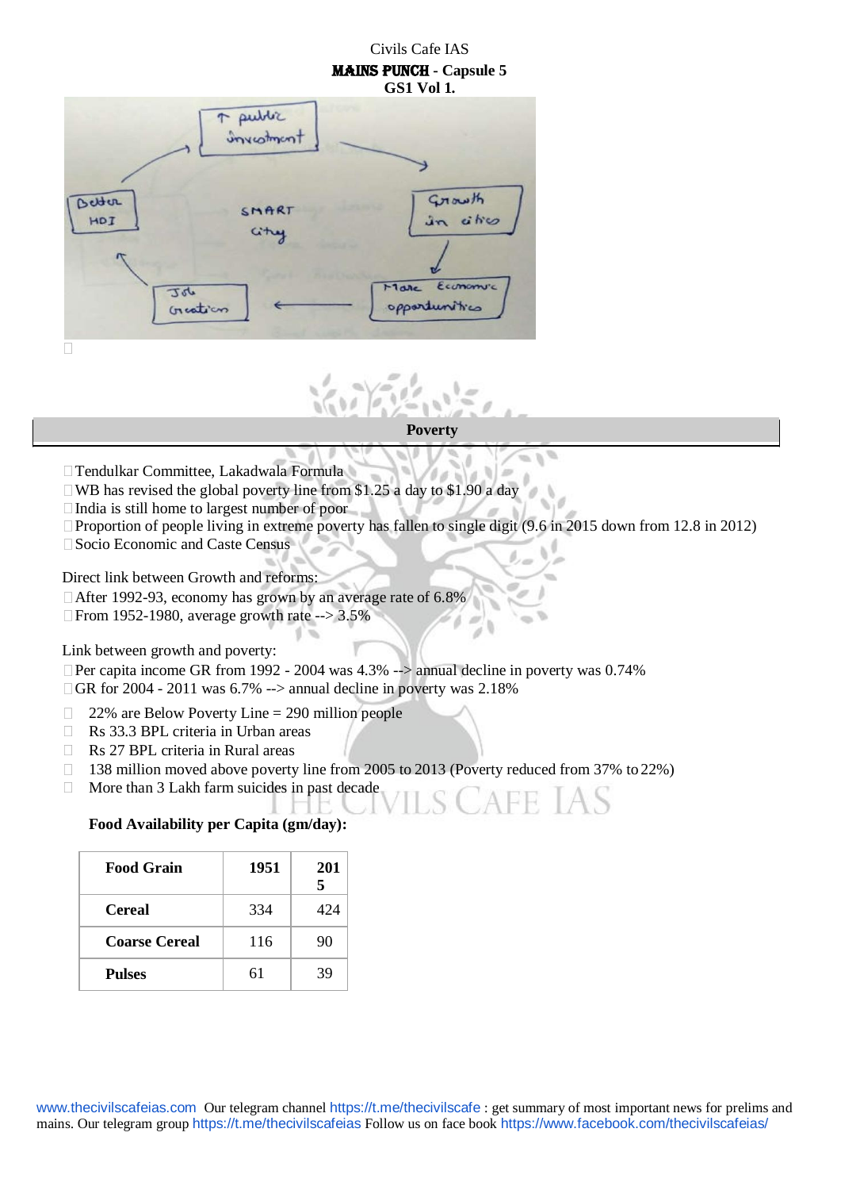Civils Cafe IAS

**MAINS PUNCH - Capsule 5**
**GS1 Vol 1.**

## Poverty

- Tendulkar Committee, Lakadwala Formula
- WB has revised the global poverty line from \$1.25 a day to \$1.90 a day
- India is still home to largest number of poor
- Proportion of people living in extreme poverty has fallen to single digit (9.6 in 2015 down from 12.8 in 2012)
- Socio Economic and Caste Census

Direct link between Growth and reforms:

- After 1992-93, economy has grown by an average rate of 6.8%
- From 1952-1980, average growth rate --> 3.5%

Link between growth and poverty:

- Per capita income GR from 1992 - 2004 was 4.3% --> annual decline in poverty was 0.74%
- GR for 2004 - 2011 was 6.7% --> annual decline in poverty was 2.18%

- 22% are Below Poverty Line = 290 million people
- Rs 33.3 BPL criteria in Urban areas
- Rs 27 BPL criteria in Rural areas
- 138 million moved above poverty line from 2005 to 2013 (Poverty reduced from 37% to 22%)
- More than 3 Lakh farm suicides in past decade

**Food Availability per Capita (gm/day):**

| Food Grain | 1951 | 2015 |
|---|---|---|
| Cereal | 334 | 424 |
| Coarse Cereal | 116 | 90 |
| Pulses | 61 | 39 |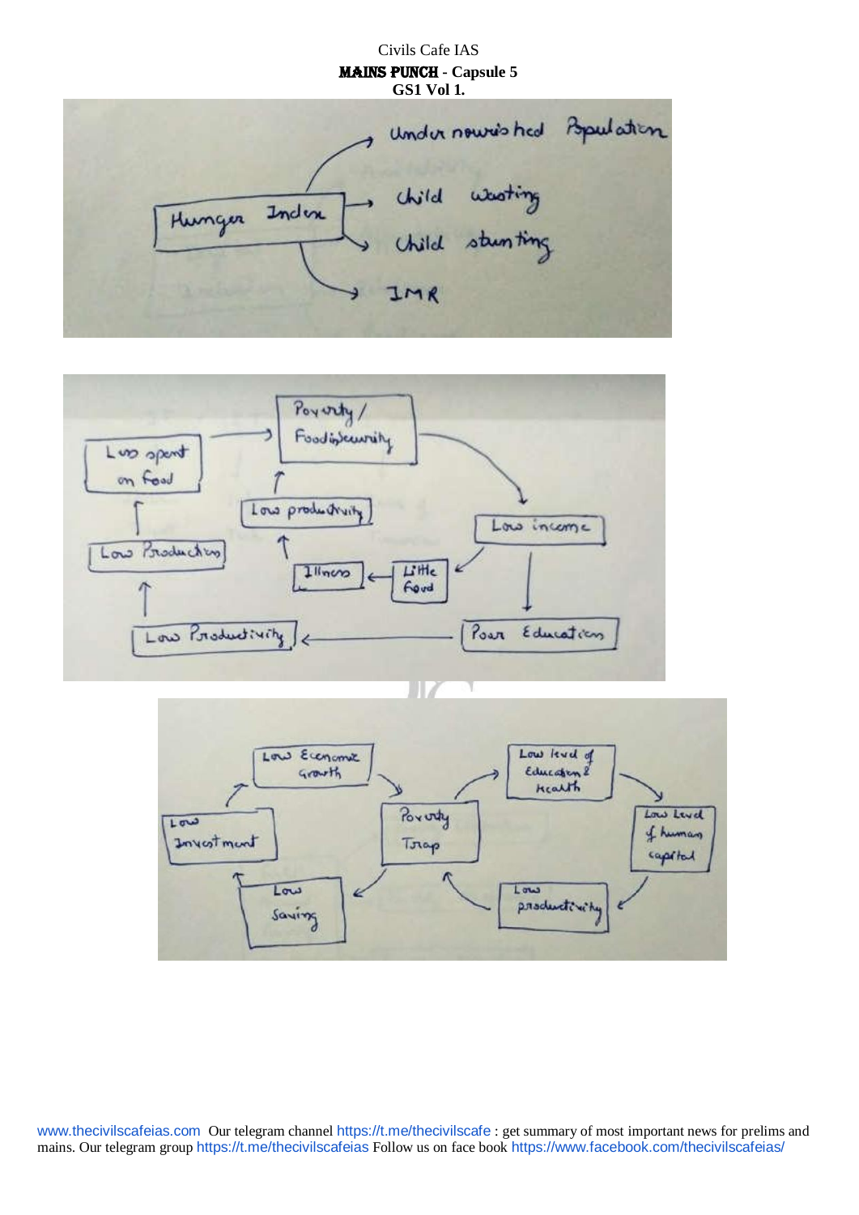Hunger Index
- Undernourished Population
- Child wasting
- Child stunting
- IMR

Less spent on food → Poverty / Food insecurity → Low income → Little Food → Illness → Low productivity → Poverty / Food insecurity

Low income → Poor Education → Low Productivity → Low Production → Less spent on food

Poverty Trap → Low level of Education & Health → Low Level of human capital → Low productivity → Poverty Trap

Poverty Trap → Low Saving → Low Investment → Low Economic Growth → Poverty Trap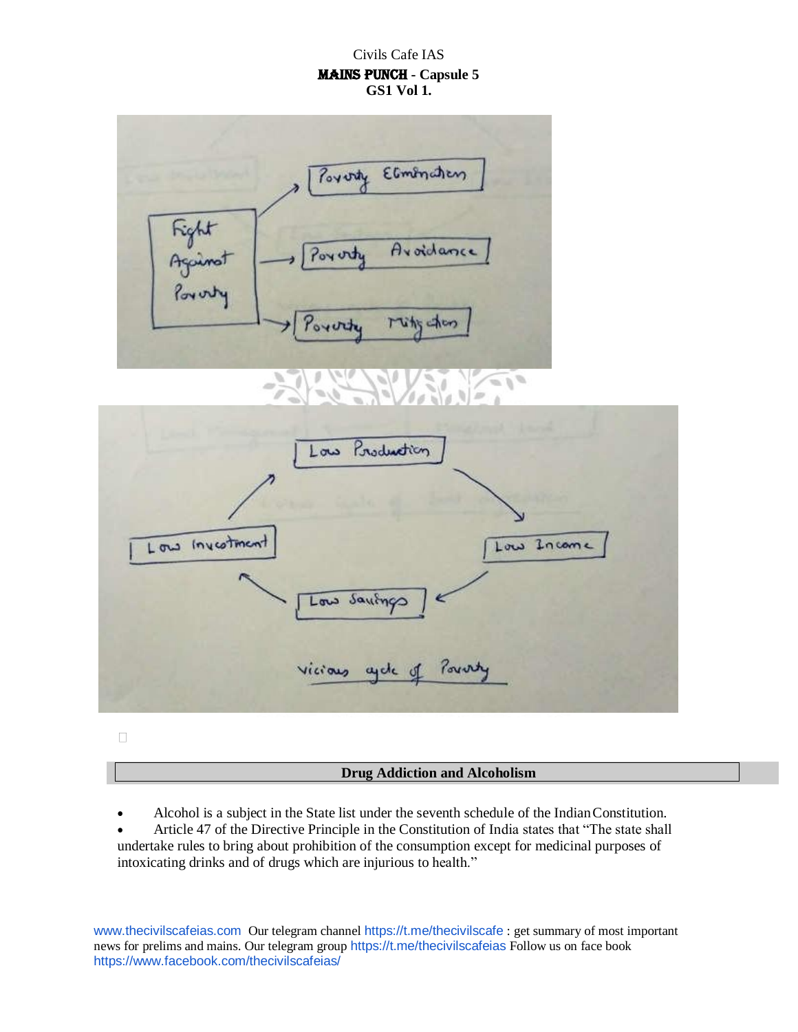Fight Against Poverty → Poverty Elimination

Fight Against Poverty → Poverty Avoidance

Fight Against Poverty → Poverty Mitigation

Low Production → Low Income → Low Savings → Low Investment → Low Production

Vicious cycle of Poverty

## Drug Addiction and Alcoholism

- Alcohol is a subject in the State list under the seventh schedule of the Indian Constitution.
- Article 47 of the Directive Principle in the Constitution of India states that "The state shall undertake rules to bring about prohibition of the consumption except for medicinal purposes of intoxicating drinks and of drugs which are injurious to health."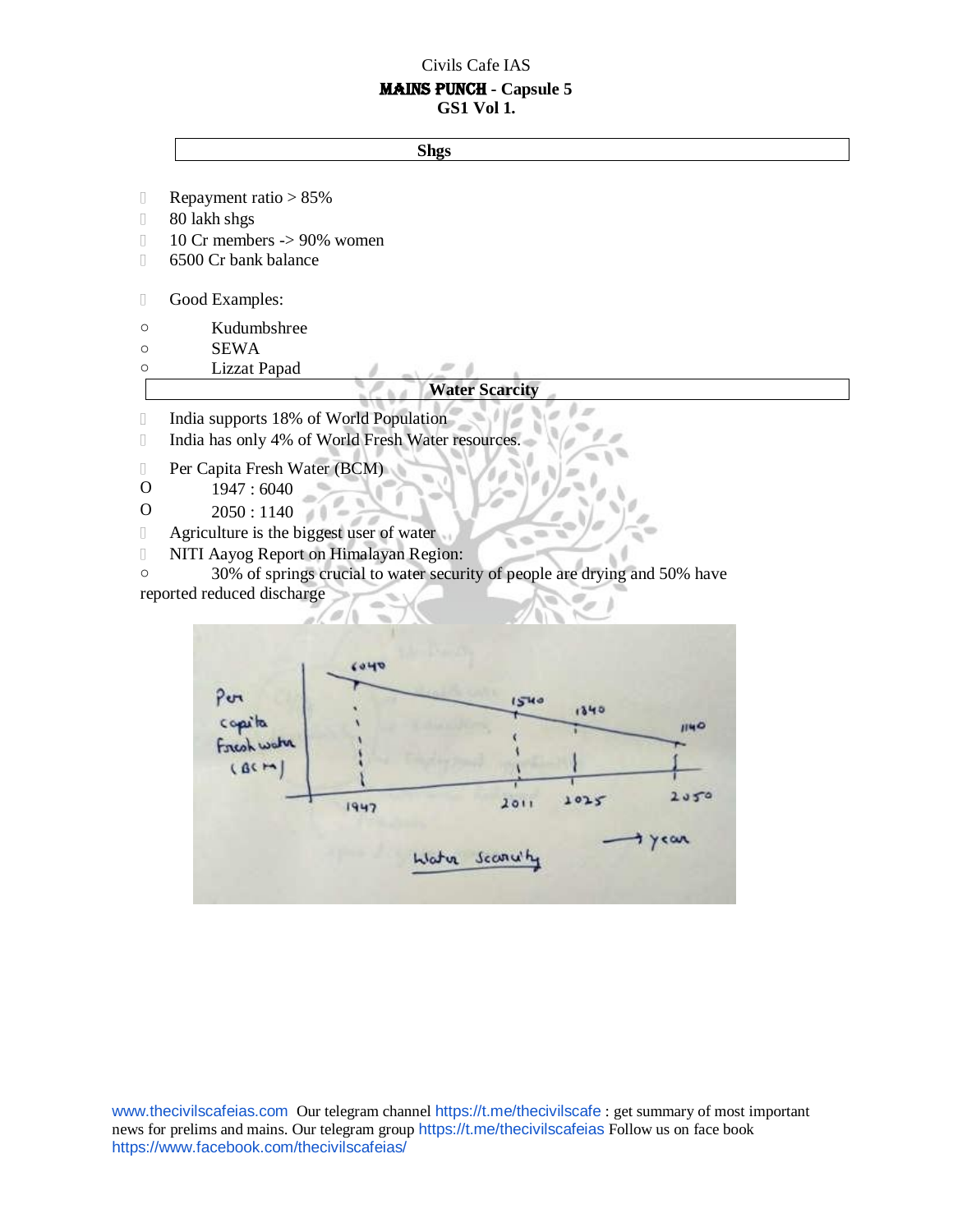## Shgs

- Repayment ratio > 85%
- 80 lakh shgs
- 10 Cr members -> 90% women
- 6500 Cr bank balance

- Good Examples:
  - Kudumbshree
  - SEWA
  - Lizzat Papad

## Water Scarcity

- India supports 18% of World Population
- India has only 4% of World Fresh Water resources.

- Per Capita Fresh Water (BCM)
  - 1947 : 6040
  - 2050 : 1140
- Agriculture is the biggest user of water
- NITI Aayog Report on Himalayan Region:
  - 30% of springs crucial to water security of people are drying and 50% have reported reduced discharge

Per capita Fresh water (BCM)

6040
1540
1340
1140

1947
2011
2025
2050

→ year

Water Scarcity